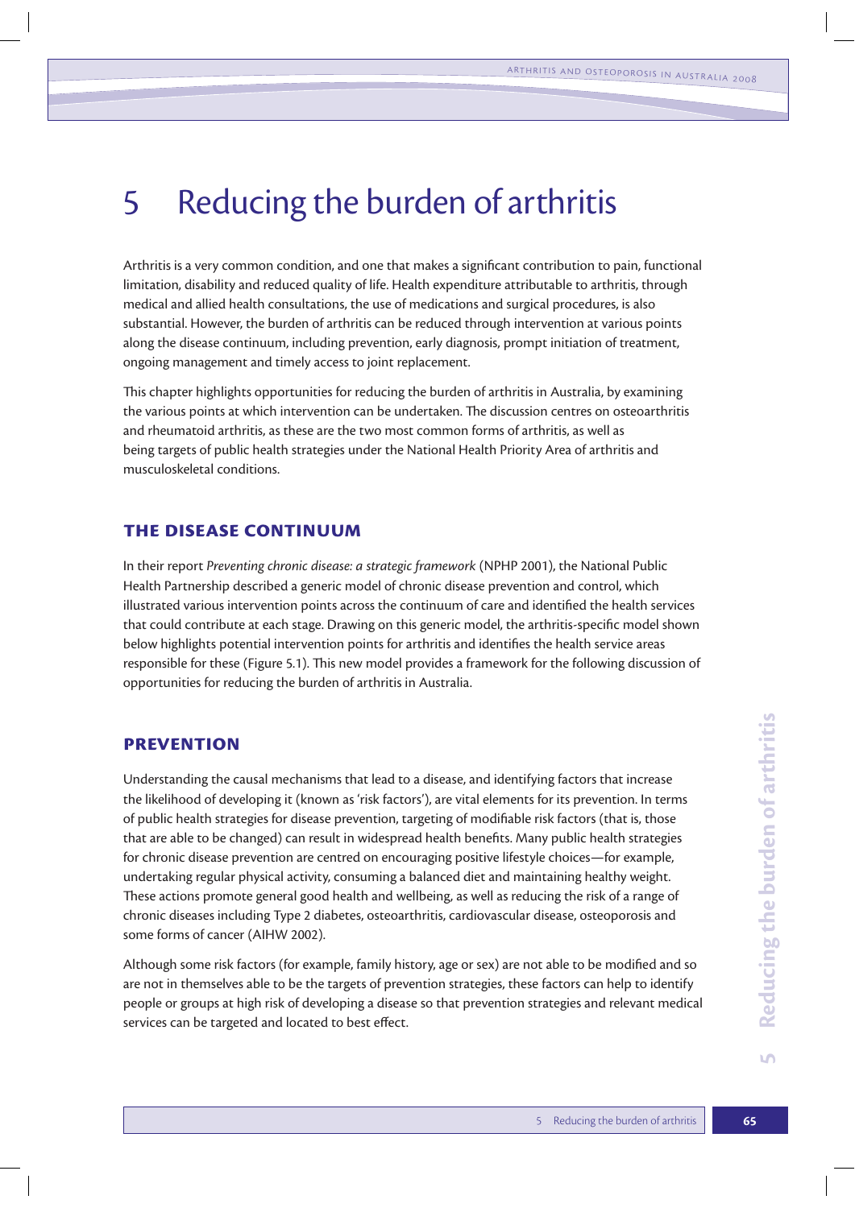# 5 Reducing the burden of arthritis

Arthritis is a very common condition, and one that makes a significant contribution to pain, functional limitation, disability and reduced quality of life. Health expenditure attributable to arthritis, through medical and allied health consultations, the use of medications and surgical procedures, is also substantial. However, the burden of arthritis can be reduced through intervention at various points along the disease continuum, including prevention, early diagnosis, prompt initiation of treatment, ongoing management and timely access to joint replacement.

This chapter highlights opportunities for reducing the burden of arthritis in Australia, by examining the various points at which intervention can be undertaken. The discussion centres on osteoarthritis and rheumatoid arthritis, as these are the two most common forms of arthritis, as well as being targets of public health strategies under the National Health Priority Area of arthritis and musculoskeletal conditions.

## THE DISEASE CONTINUUM

In their report *Preventing chronic disease: a strategic framework* (NPHP 2001), the National Public Health Partnership described a generic model of chronic disease prevention and control, which illustrated various intervention points across the continuum of care and identified the health services that could contribute at each stage. Drawing on this generic model, the arthritis-specific model shown below highlights potential intervention points for arthritis and identifies the health service areas responsible for these (Figure 5.1). This new model provides a framework for the following discussion of opportunities for reducing the burden of arthritis in Australia.

## PREVENTION

Understanding the causal mechanisms that lead to a disease, and identifying factors that increase the likelihood of developing it (known as 'risk factors'), are vital elements for its prevention. In terms of public health strategies for disease prevention, targeting of modifiable risk factors (that is, those that are able to be changed) can result in widespread health benefits. Many public health strategies for chronic disease prevention are centred on encouraging positive lifestyle choices—for example, undertaking regular physical activity, consuming a balanced diet and maintaining healthy weight. These actions promote general good health and wellbeing, as well as reducing the risk of a range of chronic diseases including Type 2 diabetes, osteoarthritis, cardiovascular disease, osteoporosis and some forms of cancer (AIHW 2002).

Although some risk factors (for example, family history, age or sex) are not able to be modified and so are not in themselves able to be the targets of prevention strategies, these factors can help to identify people or groups at high risk of developing a disease so that prevention strategies and relevant medical services can be targeted and located to best effect.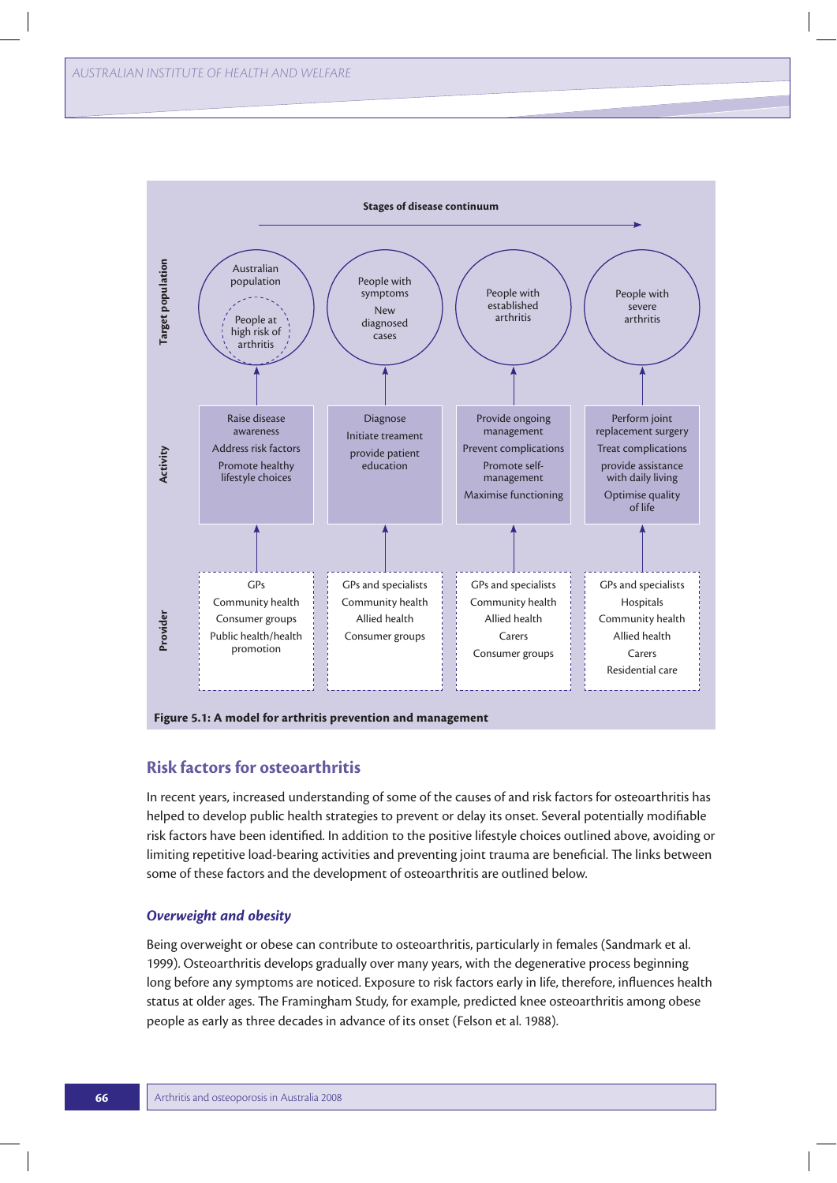**Stages of disease continuum** →

| | | | | |
|---|---|---|---|---|
| **Target population** | Australian population; People at high risk of arthritis | People with symptoms; New diagnosed cases | People with established arthritis | People with severe arthritis |
| **Activity** | Raise disease awareness; Address risk factors; Promote healthy lifestyle choices | Diagnose; Initiate treament; provide patient education | Provide ongoing management; Prevent complications; Promote self-management; Maximise functioning | Perform joint replacement surgery; Treat complications; provide assistance with daily living; Optimise quality of life |
| **Provider** | GPs; Community health; Consumer groups; Public health/health promotion | GPs and specialists; Community health; Allied health; Consumer groups | GPs and specialists; Community health; Allied health; Carers; Consumer groups | GPs and specialists; Hospitals; Community health; Allied health; Carers; Residential care |

**Figure 5.1: A model for arthritis prevention and management**

## Risk factors for osteoarthritis

In recent years, increased understanding of some of the causes of and risk factors for osteoarthritis has helped to develop public health strategies to prevent or delay its onset. Several potentially modifiable risk factors have been identified. In addition to the positive lifestyle choices outlined above, avoiding or limiting repetitive load-bearing activities and preventing joint trauma are beneficial. The links between some of these factors and the development of osteoarthritis are outlined below.

### *Overweight and obesity*

Being overweight or obese can contribute to osteoarthritis, particularly in females (Sandmark et al. 1999). Osteoarthritis develops gradually over many years, with the degenerative process beginning long before any symptoms are noticed. Exposure to risk factors early in life, therefore, influences health status at older ages. The Framingham Study, for example, predicted knee osteoarthritis among obese people as early as three decades in advance of its onset (Felson et al. 1988).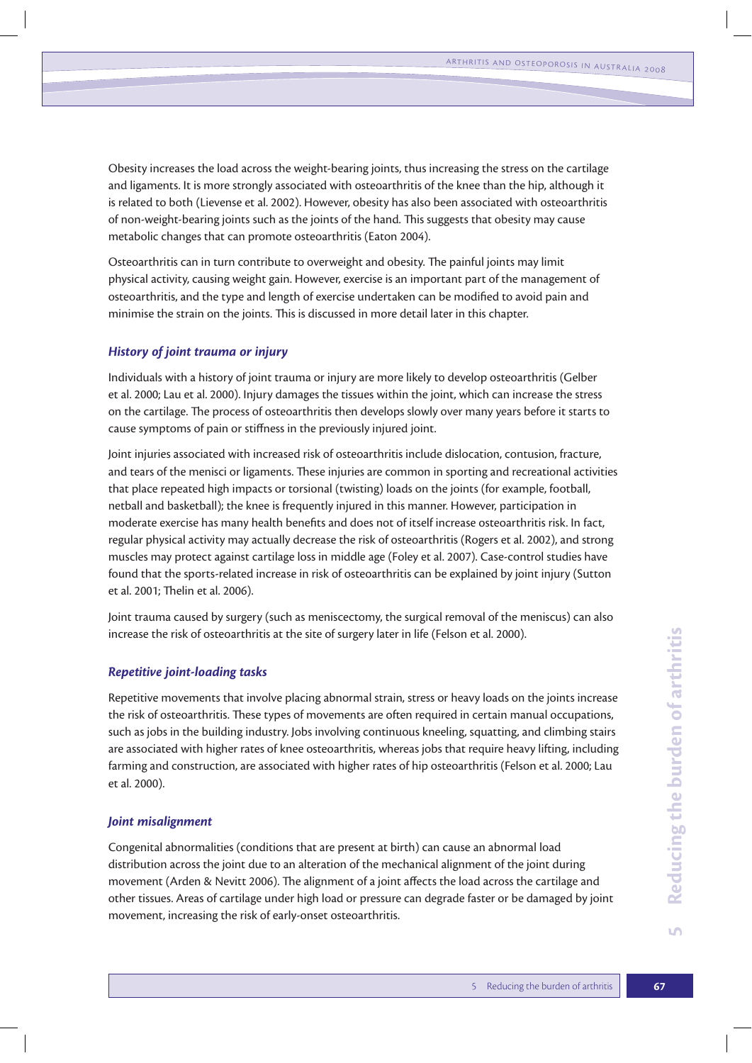Obesity increases the load across the weight-bearing joints, thus increasing the stress on the cartilage and ligaments. It is more strongly associated with osteoarthritis of the knee than the hip, although it is related to both (Lievense et al. 2002). However, obesity has also been associated with osteoarthritis of non-weight-bearing joints such as the joints of the hand. This suggests that obesity may cause metabolic changes that can promote osteoarthritis (Eaton 2004).

Osteoarthritis can in turn contribute to overweight and obesity. The painful joints may limit physical activity, causing weight gain. However, exercise is an important part of the management of osteoarthritis, and the type and length of exercise undertaken can be modified to avoid pain and minimise the strain on the joints. This is discussed in more detail later in this chapter.

### *History of joint trauma or injury*

Individuals with a history of joint trauma or injury are more likely to develop osteoarthritis (Gelber et al. 2000; Lau et al. 2000). Injury damages the tissues within the joint, which can increase the stress on the cartilage. The process of osteoarthritis then develops slowly over many years before it starts to cause symptoms of pain or stiffness in the previously injured joint.

Joint injuries associated with increased risk of osteoarthritis include dislocation, contusion, fracture, and tears of the menisci or ligaments. These injuries are common in sporting and recreational activities that place repeated high impacts or torsional (twisting) loads on the joints (for example, football, netball and basketball); the knee is frequently injured in this manner. However, participation in moderate exercise has many health benefits and does not of itself increase osteoarthritis risk. In fact, regular physical activity may actually decrease the risk of osteoarthritis (Rogers et al. 2002), and strong muscles may protect against cartilage loss in middle age (Foley et al. 2007). Case-control studies have found that the sports-related increase in risk of osteoarthritis can be explained by joint injury (Sutton et al. 2001; Thelin et al. 2006).

Joint trauma caused by surgery (such as meniscectomy, the surgical removal of the meniscus) can also increase the risk of osteoarthritis at the site of surgery later in life (Felson et al. 2000).

### *Repetitive joint-loading tasks*

Repetitive movements that involve placing abnormal strain, stress or heavy loads on the joints increase the risk of osteoarthritis. These types of movements are often required in certain manual occupations, such as jobs in the building industry. Jobs involving continuous kneeling, squatting, and climbing stairs are associated with higher rates of knee osteoarthritis, whereas jobs that require heavy lifting, including farming and construction, are associated with higher rates of hip osteoarthritis (Felson et al. 2000; Lau et al. 2000).

### *Joint misalignment*

Congenital abnormalities (conditions that are present at birth) can cause an abnormal load distribution across the joint due to an alteration of the mechanical alignment of the joint during movement (Arden & Nevitt 2006). The alignment of a joint affects the load across the cartilage and other tissues. Areas of cartilage under high load or pressure can degrade faster or be damaged by joint movement, increasing the risk of early-onset osteoarthritis.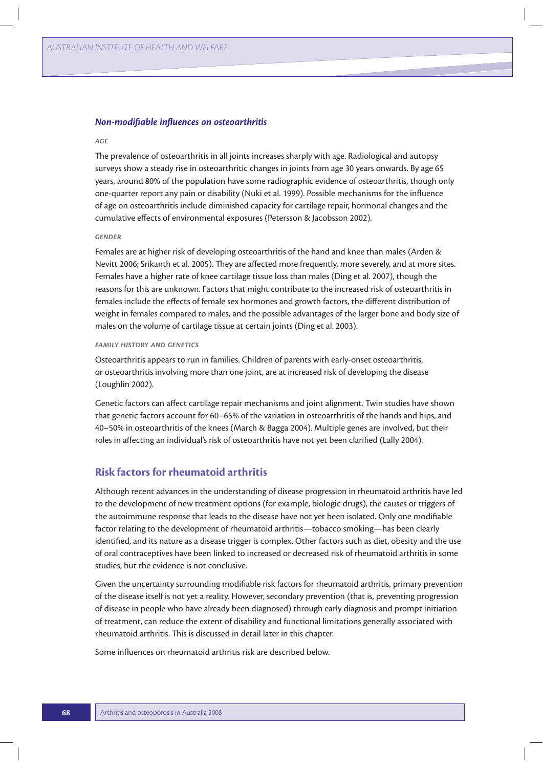### *Non-modifiable influences on osteoarthritis*

#### *AGE*

The prevalence of osteoarthritis in all joints increases sharply with age. Radiological and autopsy surveys show a steady rise in osteoarthritic changes in joints from age 30 years onwards. By age 65 years, around 80% of the population have some radiographic evidence of osteoarthritis, though only one-quarter report any pain or disability (Nuki et al. 1999). Possible mechanisms for the influence of age on osteoarthritis include diminished capacity for cartilage repair, hormonal changes and the cumulative effects of environmental exposures (Petersson & Jacobsson 2002).

#### *GENDER*

Females are at higher risk of developing osteoarthritis of the hand and knee than males (Arden & Nevitt 2006; Srikanth et al. 2005). They are affected more frequently, more severely, and at more sites. Females have a higher rate of knee cartilage tissue loss than males (Ding et al. 2007), though the reasons for this are unknown. Factors that might contribute to the increased risk of osteoarthritis in females include the effects of female sex hormones and growth factors, the different distribution of weight in females compared to males, and the possible advantages of the larger bone and body size of males on the volume of cartilage tissue at certain joints (Ding et al. 2003).

#### *FAMILY HISTORY AND GENETICS*

Osteoarthritis appears to run in families. Children of parents with early-onset osteoarthritis, or osteoarthritis involving more than one joint, are at increased risk of developing the disease (Loughlin 2002).

Genetic factors can affect cartilage repair mechanisms and joint alignment. Twin studies have shown that genetic factors account for 60–65% of the variation in osteoarthritis of the hands and hips, and 40–50% in osteoarthritis of the knees (March & Bagga 2004). Multiple genes are involved, but their roles in affecting an individual's risk of osteoarthritis have not yet been clarified (Lally 2004).

## Risk factors for rheumatoid arthritis

Although recent advances in the understanding of disease progression in rheumatoid arthritis have led to the development of new treatment options (for example, biologic drugs), the causes or triggers of the autoimmune response that leads to the disease have not yet been isolated. Only one modifiable factor relating to the development of rheumatoid arthritis—tobacco smoking—has been clearly identified, and its nature as a disease trigger is complex. Other factors such as diet, obesity and the use of oral contraceptives have been linked to increased or decreased risk of rheumatoid arthritis in some studies, but the evidence is not conclusive.

Given the uncertainty surrounding modifiable risk factors for rheumatoid arthritis, primary prevention of the disease itself is not yet a reality. However, secondary prevention (that is, preventing progression of disease in people who have already been diagnosed) through early diagnosis and prompt initiation of treatment, can reduce the extent of disability and functional limitations generally associated with rheumatoid arthritis. This is discussed in detail later in this chapter.

Some influences on rheumatoid arthritis risk are described below.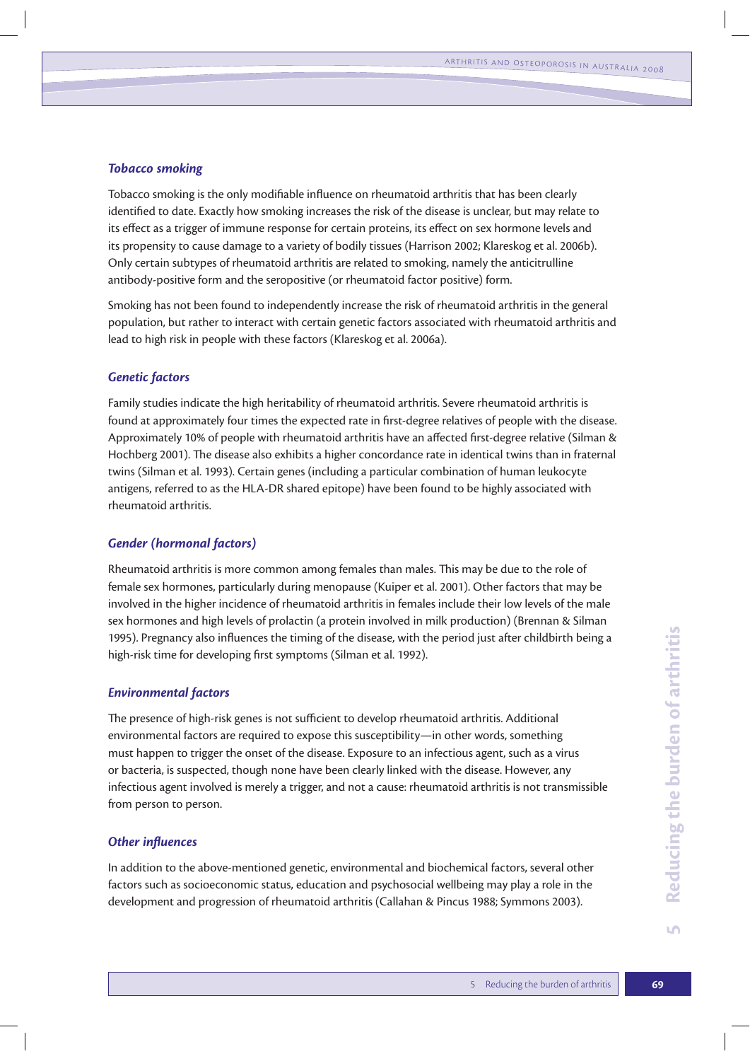### *Tobacco smoking*

Tobacco smoking is the only modifiable influence on rheumatoid arthritis that has been clearly identified to date. Exactly how smoking increases the risk of the disease is unclear, but may relate to its effect as a trigger of immune response for certain proteins, its effect on sex hormone levels and its propensity to cause damage to a variety of bodily tissues (Harrison 2002; Klareskog et al. 2006b). Only certain subtypes of rheumatoid arthritis are related to smoking, namely the anticitrulline antibody-positive form and the seropositive (or rheumatoid factor positive) form.

Smoking has not been found to independently increase the risk of rheumatoid arthritis in the general population, but rather to interact with certain genetic factors associated with rheumatoid arthritis and lead to high risk in people with these factors (Klareskog et al. 2006a).

### *Genetic factors*

Family studies indicate the high heritability of rheumatoid arthritis. Severe rheumatoid arthritis is found at approximately four times the expected rate in first-degree relatives of people with the disease. Approximately 10% of people with rheumatoid arthritis have an affected first-degree relative (Silman & Hochberg 2001). The disease also exhibits a higher concordance rate in identical twins than in fraternal twins (Silman et al. 1993). Certain genes (including a particular combination of human leukocyte antigens, referred to as the HLA-DR shared epitope) have been found to be highly associated with rheumatoid arthritis.

### *Gender (hormonal factors)*

Rheumatoid arthritis is more common among females than males. This may be due to the role of female sex hormones, particularly during menopause (Kuiper et al. 2001). Other factors that may be involved in the higher incidence of rheumatoid arthritis in females include their low levels of the male sex hormones and high levels of prolactin (a protein involved in milk production) (Brennan & Silman 1995). Pregnancy also influences the timing of the disease, with the period just after childbirth being a high-risk time for developing first symptoms (Silman et al. 1992).

### *Environmental factors*

The presence of high-risk genes is not sufficient to develop rheumatoid arthritis. Additional environmental factors are required to expose this susceptibility—in other words, something must happen to trigger the onset of the disease. Exposure to an infectious agent, such as a virus or bacteria, is suspected, though none have been clearly linked with the disease. However, any infectious agent involved is merely a trigger, and not a cause: rheumatoid arthritis is not transmissible from person to person.

### *Other influences*

In addition to the above-mentioned genetic, environmental and biochemical factors, several other factors such as socioeconomic status, education and psychosocial wellbeing may play a role in the development and progression of rheumatoid arthritis (Callahan & Pincus 1988; Symmons 2003).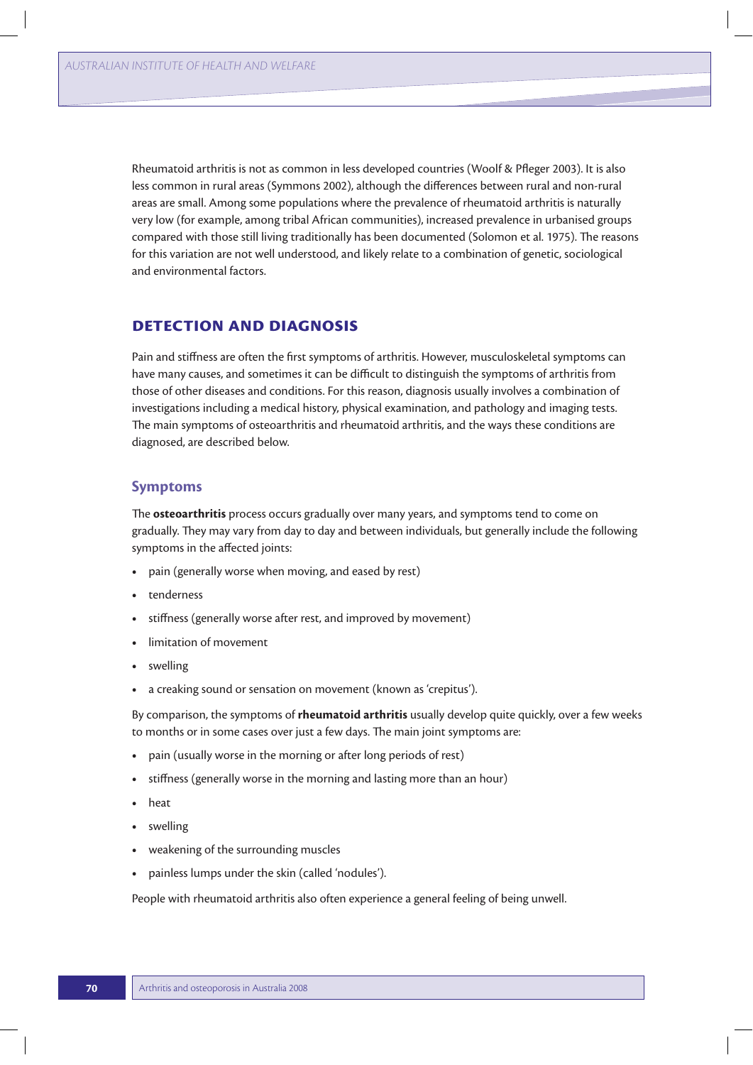Rheumatoid arthritis is not as common in less developed countries (Woolf & Pfleger 2003). It is also less common in rural areas (Symmons 2002), although the differences between rural and non-rural areas are small. Among some populations where the prevalence of rheumatoid arthritis is naturally very low (for example, among tribal African communities), increased prevalence in urbanised groups compared with those still living traditionally has been documented (Solomon et al. 1975). The reasons for this variation are not well understood, and likely relate to a combination of genetic, sociological and environmental factors.

## DETECTION AND DIAGNOSIS

Pain and stiffness are often the first symptoms of arthritis. However, musculoskeletal symptoms can have many causes, and sometimes it can be difficult to distinguish the symptoms of arthritis from those of other diseases and conditions. For this reason, diagnosis usually involves a combination of investigations including a medical history, physical examination, and pathology and imaging tests. The main symptoms of osteoarthritis and rheumatoid arthritis, and the ways these conditions are diagnosed, are described below.

### Symptoms

The **osteoarthritis** process occurs gradually over many years, and symptoms tend to come on gradually. They may vary from day to day and between individuals, but generally include the following symptoms in the affected joints:

- pain (generally worse when moving, and eased by rest)
- tenderness
- stiffness (generally worse after rest, and improved by movement)
- limitation of movement
- swelling
- a creaking sound or sensation on movement (known as 'crepitus').

By comparison, the symptoms of **rheumatoid arthritis** usually develop quite quickly, over a few weeks to months or in some cases over just a few days. The main joint symptoms are:

- pain (usually worse in the morning or after long periods of rest)
- stiffness (generally worse in the morning and lasting more than an hour)
- heat
- swelling
- weakening of the surrounding muscles
- painless lumps under the skin (called 'nodules').

People with rheumatoid arthritis also often experience a general feeling of being unwell.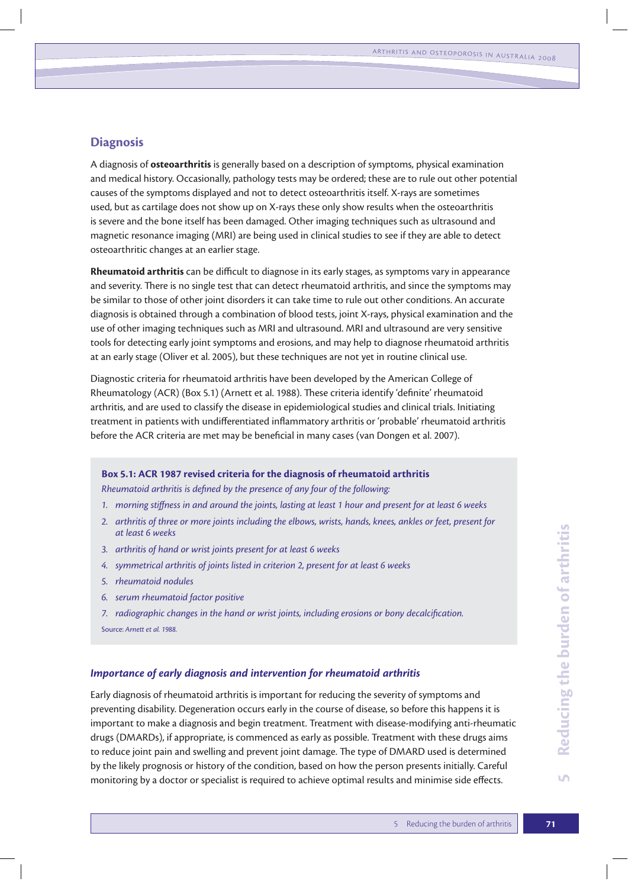## Diagnosis

A diagnosis of **osteoarthritis** is generally based on a description of symptoms, physical examination and medical history. Occasionally, pathology tests may be ordered; these are to rule out other potential causes of the symptoms displayed and not to detect osteoarthritis itself. X-rays are sometimes used, but as cartilage does not show up on X-rays these only show results when the osteoarthritis is severe and the bone itself has been damaged. Other imaging techniques such as ultrasound and magnetic resonance imaging (MRI) are being used in clinical studies to see if they are able to detect osteoarthritic changes at an earlier stage.

**Rheumatoid arthritis** can be difficult to diagnose in its early stages, as symptoms vary in appearance and severity. There is no single test that can detect rheumatoid arthritis, and since the symptoms may be similar to those of other joint disorders it can take time to rule out other conditions. An accurate diagnosis is obtained through a combination of blood tests, joint X-rays, physical examination and the use of other imaging techniques such as MRI and ultrasound. MRI and ultrasound are very sensitive tools for detecting early joint symptoms and erosions, and may help to diagnose rheumatoid arthritis at an early stage (Oliver et al. 2005), but these techniques are not yet in routine clinical use.

Diagnostic criteria for rheumatoid arthritis have been developed by the American College of Rheumatology (ACR) (Box 5.1) (Arnett et al. 1988). These criteria identify 'definite' rheumatoid arthritis, and are used to classify the disease in epidemiological studies and clinical trials. Initiating treatment in patients with undifferentiated inflammatory arthritis or 'probable' rheumatoid arthritis before the ACR criteria are met may be beneficial in many cases (van Dongen et al. 2007).

**Box 5.1: ACR 1987 revised criteria for the diagnosis of rheumatoid arthritis**

*Rheumatoid arthritis is defined by the presence of any four of the following:*

1. *morning stiffness in and around the joints, lasting at least 1 hour and present for at least 6 weeks*
2. *arthritis of three or more joints including the elbows, wrists, hands, knees, ankles or feet, present for at least 6 weeks*
3. *arthritis of hand or wrist joints present for at least 6 weeks*
4. *symmetrical arthritis of joints listed in criterion 2, present for at least 6 weeks*
5. *rheumatoid nodules*
6. *serum rheumatoid factor positive*
7. *radiographic changes in the hand or wrist joints, including erosions or bony decalcification.*

Source: *Arnett et al. 1988.*

### *Importance of early diagnosis and intervention for rheumatoid arthritis*

Early diagnosis of rheumatoid arthritis is important for reducing the severity of symptoms and preventing disability. Degeneration occurs early in the course of disease, so before this happens it is important to make a diagnosis and begin treatment. Treatment with disease-modifying anti-rheumatic drugs (DMARDs), if appropriate, is commenced as early as possible. Treatment with these drugs aims to reduce joint pain and swelling and prevent joint damage. The type of DMARD used is determined by the likely prognosis or history of the condition, based on how the person presents initially. Careful monitoring by a doctor or specialist is required to achieve optimal results and minimise side effects.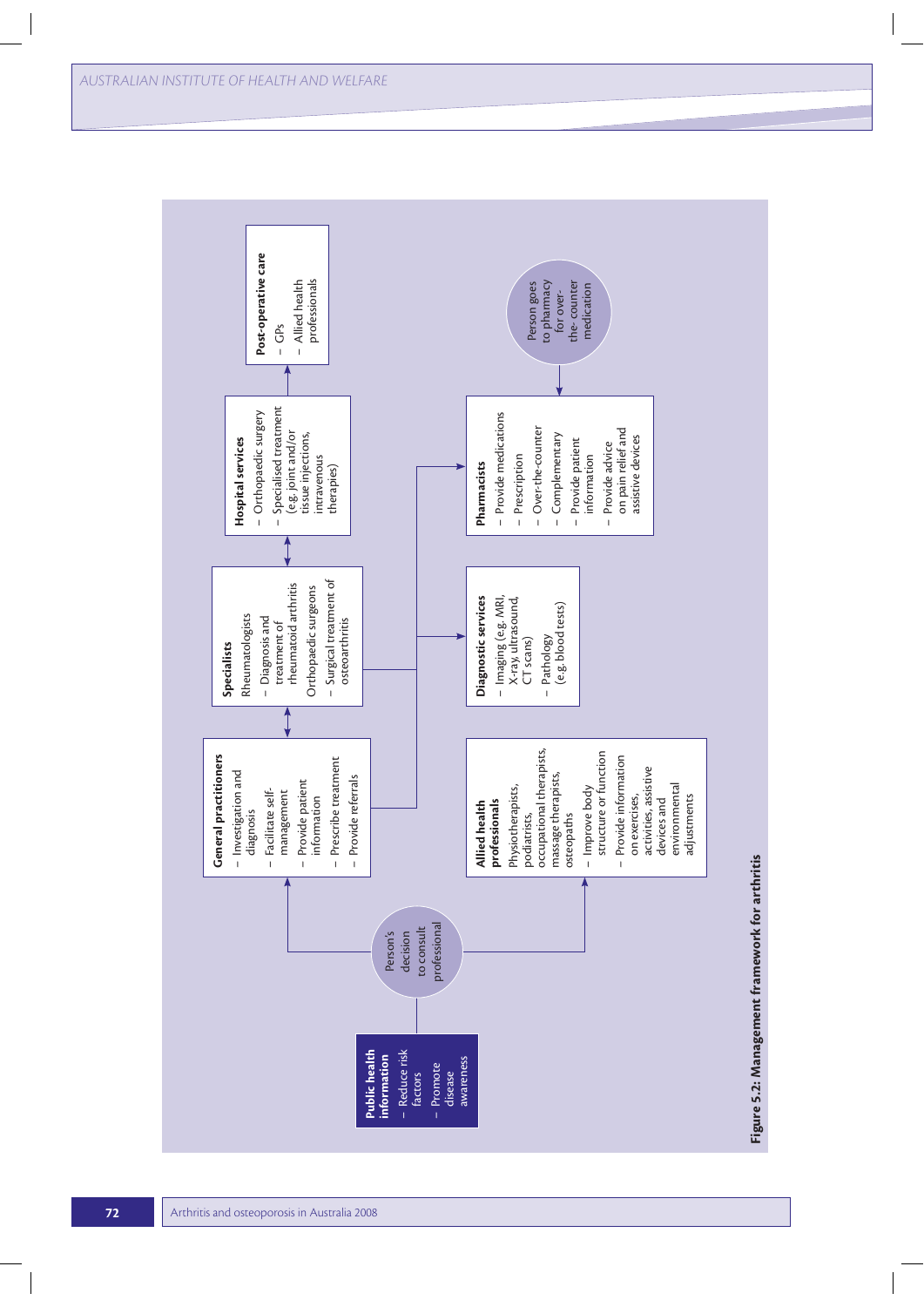**Public health information**
- Reduce risk factors
- Promote disease awareness

Person's decision to consult professional

**General practitioners**
- Investigation and diagnosis
- Facilitate self-management
- Provide patient information
- Prescribe treatment
- Provide referrals

**Allied health professionals**

Physiotherapists, podiatrists, occupational therapists, massage therapists, osteopaths
- Improve body structure or function
- Provide information on exercises, activities, assistive devices and environmental adjustments

**Specialists**

Rheumatologists
- Diagnosis and treatment of rheumatoid arthritis

Orthopaedic surgeons
- Surgical treatment of osteoarthritis

**Diagnostic services**
- Imaging (e.g. MRI, X-ray, ultrasound, CT scans)
- Pathology (e.g. blood tests)

**Hospital services**
- Orthopaedic surgery
- Specialised treatment (e.g. joint and/or tissue injections, intravenous therapies)

**Pharmacists**
- Provide medications
- Prescription
- Over-the-counter
- Complementary
- Provide patient information
- Provide advice on pain relief and assistive devices

**Post-operative care**
- GPs
- Allied health professionals

Person goes to pharmacy for over-the-counter medication

**Figure 5.2: Management framework for arthritis**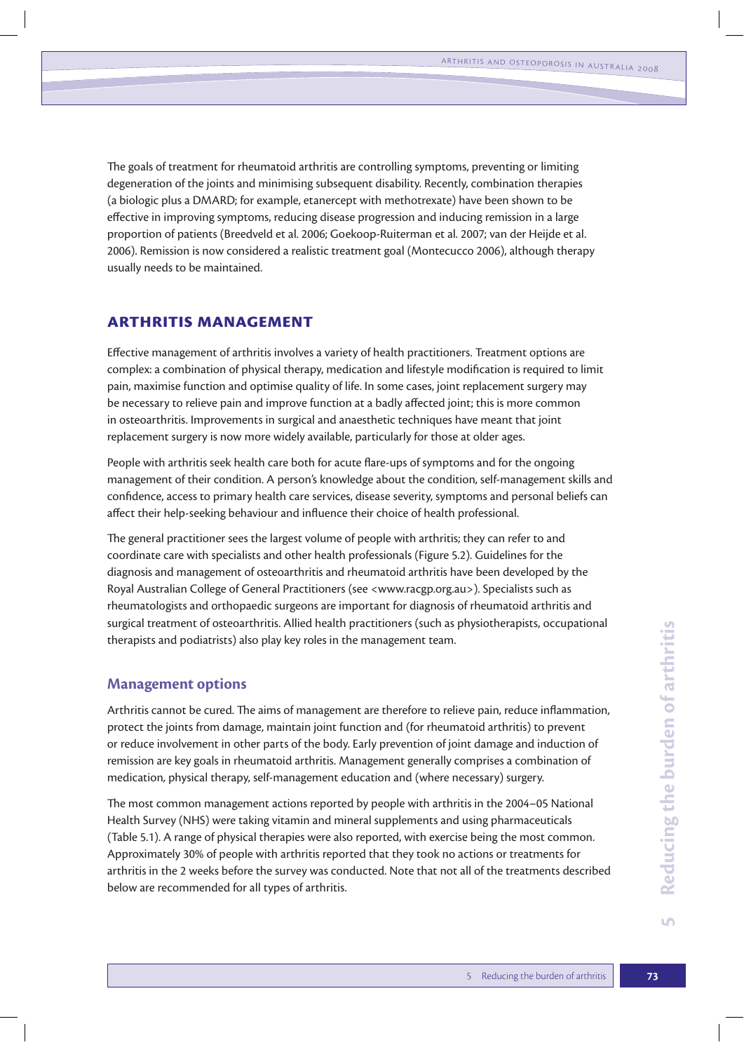The goals of treatment for rheumatoid arthritis are controlling symptoms, preventing or limiting degeneration of the joints and minimising subsequent disability. Recently, combination therapies (a biologic plus a DMARD; for example, etanercept with methotrexate) have been shown to be effective in improving symptoms, reducing disease progression and inducing remission in a large proportion of patients (Breedveld et al. 2006; Goekoop-Ruiterman et al. 2007; van der Heijde et al. 2006). Remission is now considered a realistic treatment goal (Montecucco 2006), although therapy usually needs to be maintained.

## ARTHRITIS MANAGEMENT

Effective management of arthritis involves a variety of health practitioners. Treatment options are complex: a combination of physical therapy, medication and lifestyle modification is required to limit pain, maximise function and optimise quality of life. In some cases, joint replacement surgery may be necessary to relieve pain and improve function at a badly affected joint; this is more common in osteoarthritis. Improvements in surgical and anaesthetic techniques have meant that joint replacement surgery is now more widely available, particularly for those at older ages.

People with arthritis seek health care both for acute flare-ups of symptoms and for the ongoing management of their condition. A person's knowledge about the condition, self-management skills and confidence, access to primary health care services, disease severity, symptoms and personal beliefs can affect their help-seeking behaviour and influence their choice of health professional.

The general practitioner sees the largest volume of people with arthritis; they can refer to and coordinate care with specialists and other health professionals (Figure 5.2). Guidelines for the diagnosis and management of osteoarthritis and rheumatoid arthritis have been developed by the Royal Australian College of General Practitioners (see <www.racgp.org.au>). Specialists such as rheumatologists and orthopaedic surgeons are important for diagnosis of rheumatoid arthritis and surgical treatment of osteoarthritis. Allied health practitioners (such as physiotherapists, occupational therapists and podiatrists) also play key roles in the management team.

### Management options

Arthritis cannot be cured. The aims of management are therefore to relieve pain, reduce inflammation, protect the joints from damage, maintain joint function and (for rheumatoid arthritis) to prevent or reduce involvement in other parts of the body. Early prevention of joint damage and induction of remission are key goals in rheumatoid arthritis. Management generally comprises a combination of medication, physical therapy, self-management education and (where necessary) surgery.

The most common management actions reported by people with arthritis in the 2004–05 National Health Survey (NHS) were taking vitamin and mineral supplements and using pharmaceuticals (Table 5.1). A range of physical therapies were also reported, with exercise being the most common. Approximately 30% of people with arthritis reported that they took no actions or treatments for arthritis in the 2 weeks before the survey was conducted. Note that not all of the treatments described below are recommended for all types of arthritis.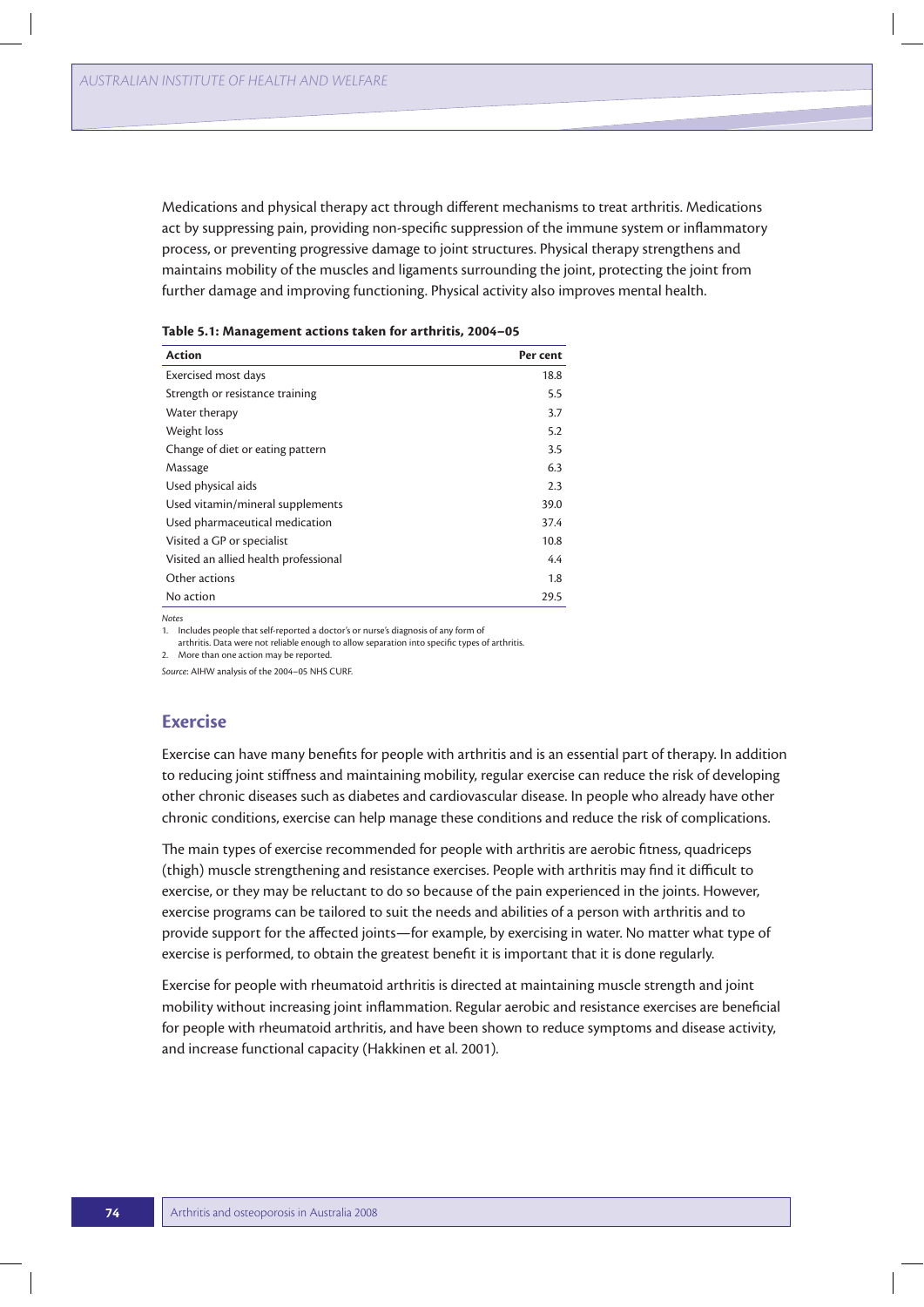Medications and physical therapy act through different mechanisms to treat arthritis. Medications act by suppressing pain, providing non-specific suppression of the immune system or inflammatory process, or preventing progressive damage to joint structures. Physical therapy strengthens and maintains mobility of the muscles and ligaments surrounding the joint, protecting the joint from further damage and improving functioning. Physical activity also improves mental health.

**Table 5.1: Management actions taken for arthritis, 2004–05**

| Action | Per cent |
| --- | --- |
| Exercised most days | 18.8 |
| Strength or resistance training | 5.5 |
| Water therapy | 3.7 |
| Weight loss | 5.2 |
| Change of diet or eating pattern | 3.5 |
| Massage | 6.3 |
| Used physical aids | 2.3 |
| Used vitamin/mineral supplements | 39.0 |
| Used pharmaceutical medication | 37.4 |
| Visited a GP or specialist | 10.8 |
| Visited an allied health professional | 4.4 |
| Other actions | 1.8 |
| No action | 29.5 |

*Notes*

1. Includes people that self-reported a doctor's or nurse's diagnosis of any form of arthritis. Data were not reliable enough to allow separation into specific types of arthritis.
2. More than one action may be reported.

*Source*: AIHW analysis of the 2004–05 NHS CURF.

## Exercise

Exercise can have many benefits for people with arthritis and is an essential part of therapy. In addition to reducing joint stiffness and maintaining mobility, regular exercise can reduce the risk of developing other chronic diseases such as diabetes and cardiovascular disease. In people who already have other chronic conditions, exercise can help manage these conditions and reduce the risk of complications.

The main types of exercise recommended for people with arthritis are aerobic fitness, quadriceps (thigh) muscle strengthening and resistance exercises. People with arthritis may find it difficult to exercise, or they may be reluctant to do so because of the pain experienced in the joints. However, exercise programs can be tailored to suit the needs and abilities of a person with arthritis and to provide support for the affected joints—for example, by exercising in water. No matter what type of exercise is performed, to obtain the greatest benefit it is important that it is done regularly.

Exercise for people with rheumatoid arthritis is directed at maintaining muscle strength and joint mobility without increasing joint inflammation. Regular aerobic and resistance exercises are beneficial for people with rheumatoid arthritis, and have been shown to reduce symptoms and disease activity, and increase functional capacity (Hakkinen et al. 2001).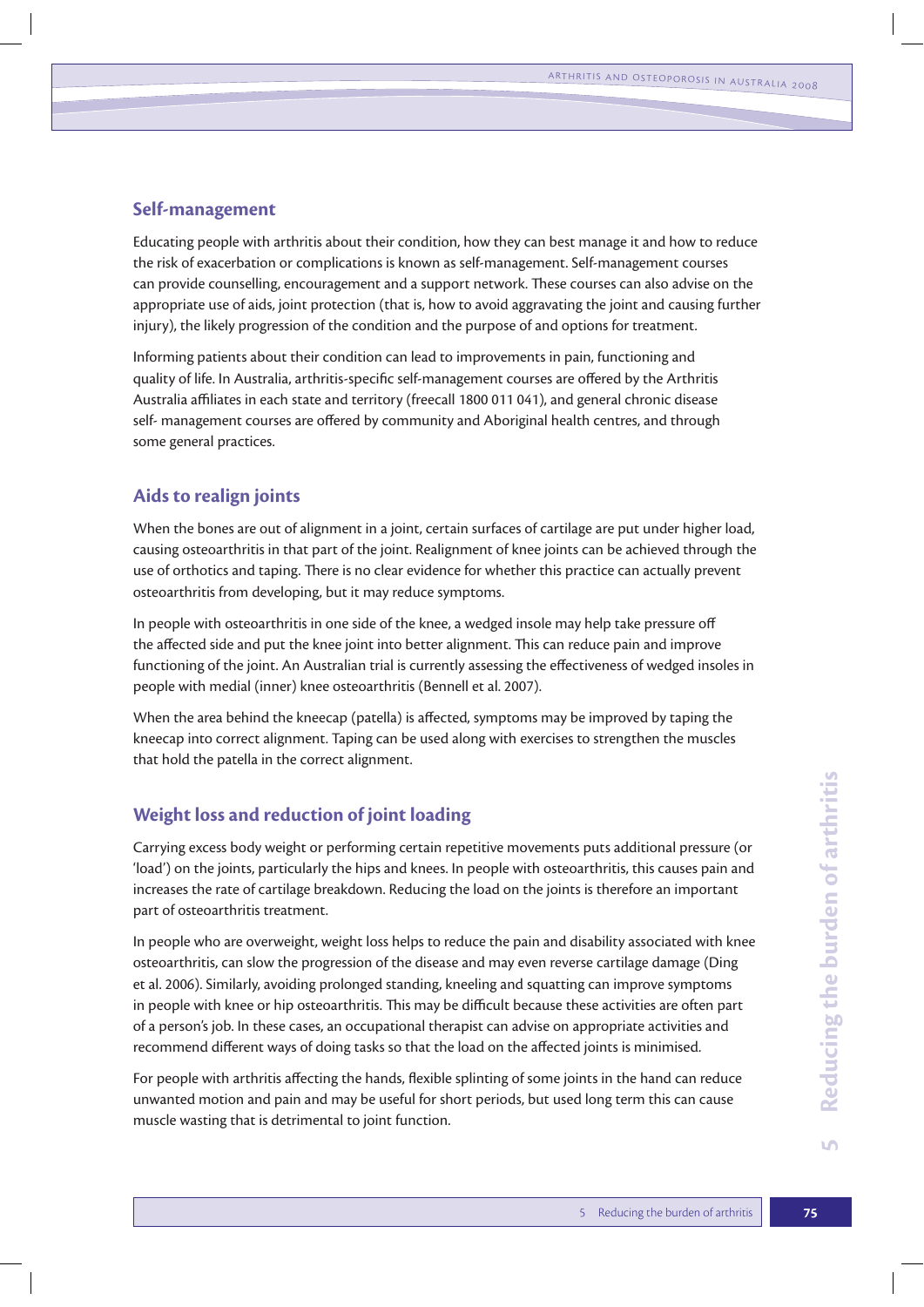## Self-management

Educating people with arthritis about their condition, how they can best manage it and how to reduce the risk of exacerbation or complications is known as self-management. Self-management courses can provide counselling, encouragement and a support network. These courses can also advise on the appropriate use of aids, joint protection (that is, how to avoid aggravating the joint and causing further injury), the likely progression of the condition and the purpose of and options for treatment.

Informing patients about their condition can lead to improvements in pain, functioning and quality of life. In Australia, arthritis-specific self-management courses are offered by the Arthritis Australia affiliates in each state and territory (freecall 1800 011 041), and general chronic disease self- management courses are offered by community and Aboriginal health centres, and through some general practices.

## Aids to realign joints

When the bones are out of alignment in a joint, certain surfaces of cartilage are put under higher load, causing osteoarthritis in that part of the joint. Realignment of knee joints can be achieved through the use of orthotics and taping. There is no clear evidence for whether this practice can actually prevent osteoarthritis from developing, but it may reduce symptoms.

In people with osteoarthritis in one side of the knee, a wedged insole may help take pressure off the affected side and put the knee joint into better alignment. This can reduce pain and improve functioning of the joint. An Australian trial is currently assessing the effectiveness of wedged insoles in people with medial (inner) knee osteoarthritis (Bennell et al. 2007).

When the area behind the kneecap (patella) is affected, symptoms may be improved by taping the kneecap into correct alignment. Taping can be used along with exercises to strengthen the muscles that hold the patella in the correct alignment.

## Weight loss and reduction of joint loading

Carrying excess body weight or performing certain repetitive movements puts additional pressure (or 'load') on the joints, particularly the hips and knees. In people with osteoarthritis, this causes pain and increases the rate of cartilage breakdown. Reducing the load on the joints is therefore an important part of osteoarthritis treatment.

In people who are overweight, weight loss helps to reduce the pain and disability associated with knee osteoarthritis, can slow the progression of the disease and may even reverse cartilage damage (Ding et al. 2006). Similarly, avoiding prolonged standing, kneeling and squatting can improve symptoms in people with knee or hip osteoarthritis. This may be difficult because these activities are often part of a person's job. In these cases, an occupational therapist can advise on appropriate activities and recommend different ways of doing tasks so that the load on the affected joints is minimised.

For people with arthritis affecting the hands, flexible splinting of some joints in the hand can reduce unwanted motion and pain and may be useful for short periods, but used long term this can cause muscle wasting that is detrimental to joint function.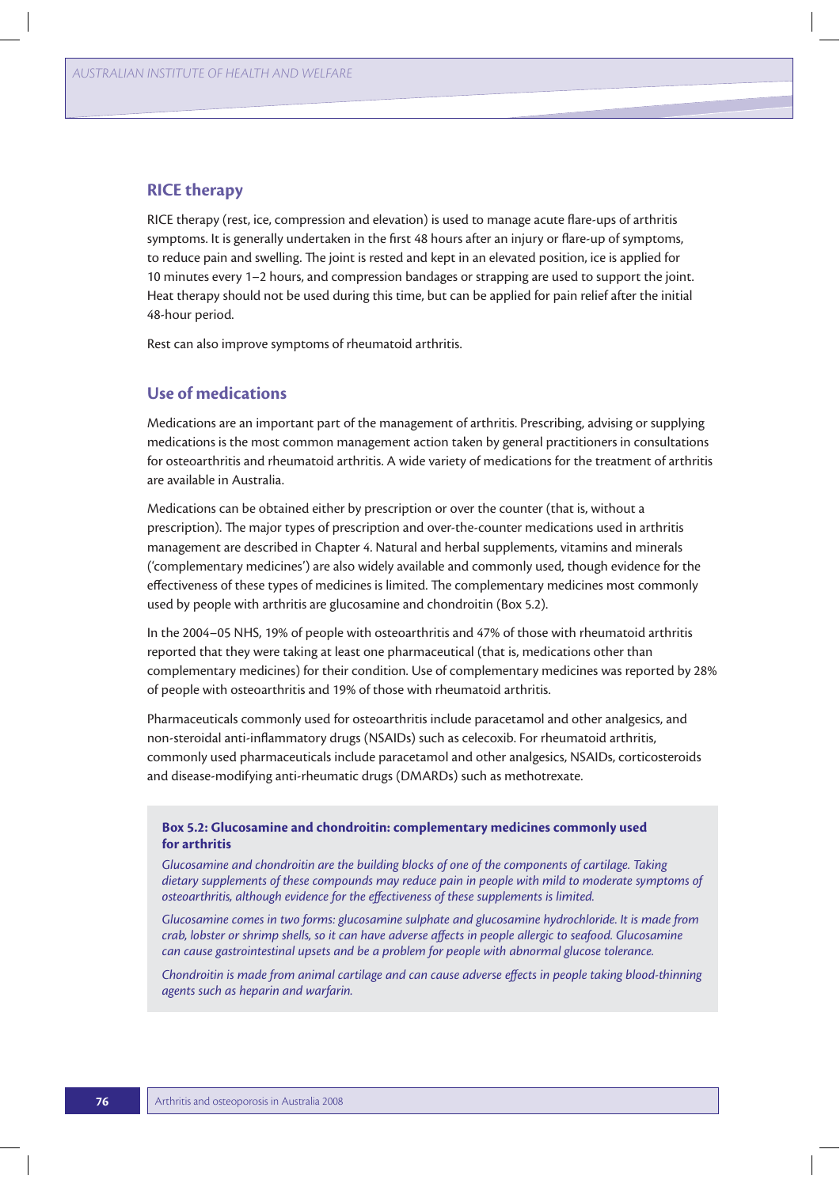## RICE therapy

RICE therapy (rest, ice, compression and elevation) is used to manage acute flare-ups of arthritis symptoms. It is generally undertaken in the first 48 hours after an injury or flare-up of symptoms, to reduce pain and swelling. The joint is rested and kept in an elevated position, ice is applied for 10 minutes every 1–2 hours, and compression bandages or strapping are used to support the joint. Heat therapy should not be used during this time, but can be applied for pain relief after the initial 48-hour period.

Rest can also improve symptoms of rheumatoid arthritis.

## Use of medications

Medications are an important part of the management of arthritis. Prescribing, advising or supplying medications is the most common management action taken by general practitioners in consultations for osteoarthritis and rheumatoid arthritis. A wide variety of medications for the treatment of arthritis are available in Australia.

Medications can be obtained either by prescription or over the counter (that is, without a prescription). The major types of prescription and over-the-counter medications used in arthritis management are described in Chapter 4. Natural and herbal supplements, vitamins and minerals ('complementary medicines') are also widely available and commonly used, though evidence for the effectiveness of these types of medicines is limited. The complementary medicines most commonly used by people with arthritis are glucosamine and chondroitin (Box 5.2).

In the 2004–05 NHS, 19% of people with osteoarthritis and 47% of those with rheumatoid arthritis reported that they were taking at least one pharmaceutical (that is, medications other than complementary medicines) for their condition. Use of complementary medicines was reported by 28% of people with osteoarthritis and 19% of those with rheumatoid arthritis.

Pharmaceuticals commonly used for osteoarthritis include paracetamol and other analgesics, and non-steroidal anti-inflammatory drugs (NSAIDs) such as celecoxib. For rheumatoid arthritis, commonly used pharmaceuticals include paracetamol and other analgesics, NSAIDs, corticosteroids and disease-modifying anti-rheumatic drugs (DMARDs) such as methotrexate.

**Box 5.2: Glucosamine and chondroitin: complementary medicines commonly used for arthritis**

*Glucosamine and chondroitin are the building blocks of one of the components of cartilage. Taking dietary supplements of these compounds may reduce pain in people with mild to moderate symptoms of osteoarthritis, although evidence for the effectiveness of these supplements is limited.*

*Glucosamine comes in two forms: glucosamine sulphate and glucosamine hydrochloride. It is made from crab, lobster or shrimp shells, so it can have adverse affects in people allergic to seafood. Glucosamine can cause gastrointestinal upsets and be a problem for people with abnormal glucose tolerance.*

*Chondroitin is made from animal cartilage and can cause adverse effects in people taking blood-thinning agents such as heparin and warfarin.*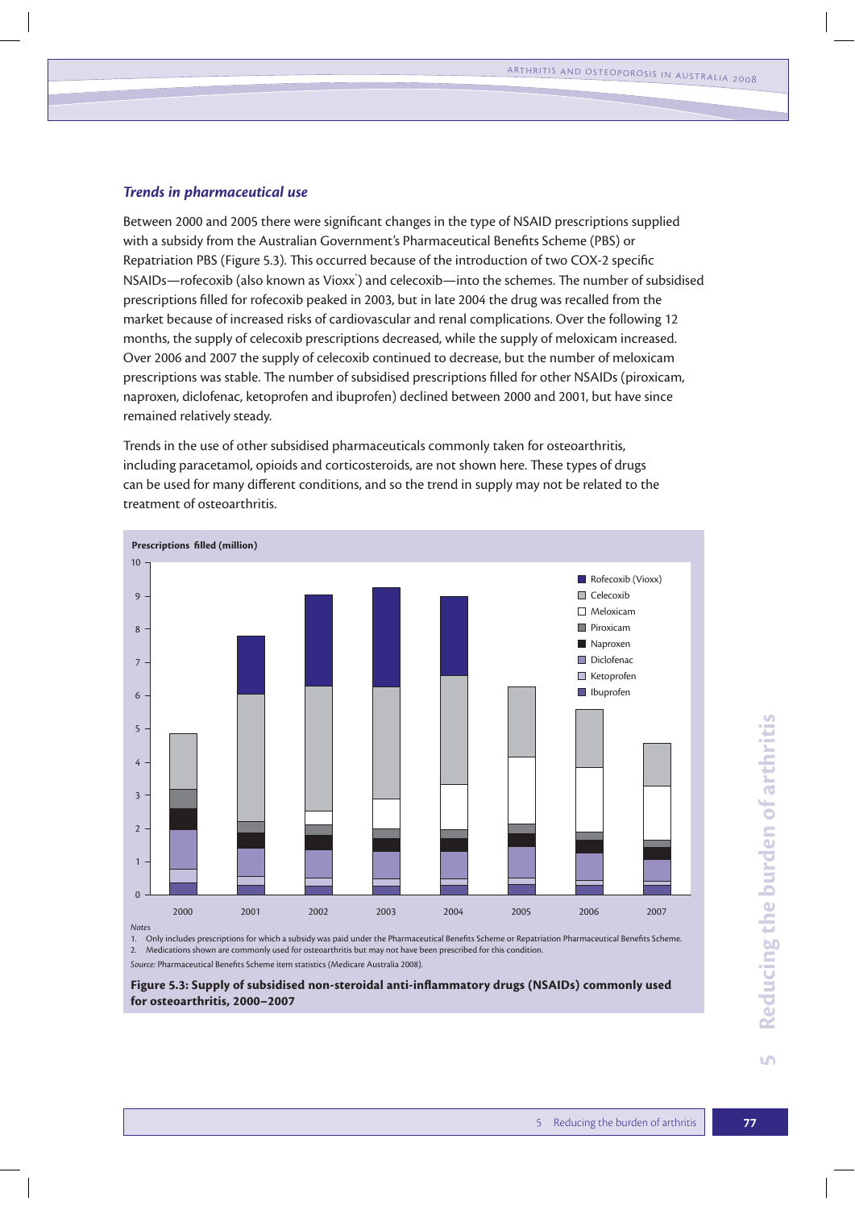### *Trends in pharmaceutical use*

Between 2000 and 2005 there were significant changes in the type of NSAID prescriptions supplied with a subsidy from the Australian Government's Pharmaceutical Benefits Scheme (PBS) or Repatriation PBS (Figure 5.3). This occurred because of the introduction of two COX-2 specific NSAIDs—rofecoxib (also known as Vioxx®) and celecoxib—into the schemes. The number of subsidised prescriptions filled for rofecoxib peaked in 2003, but in late 2004 the drug was recalled from the market because of increased risks of cardiovascular and renal complications. Over the following 12 months, the supply of celecoxib prescriptions decreased, while the supply of meloxicam increased. Over 2006 and 2007 the supply of celecoxib continued to decrease, but the number of meloxicam prescriptions was stable. The number of subsidised prescriptions filled for other NSAIDs (piroxicam, naproxen, diclofenac, ketoprofen and ibuprofen) declined between 2000 and 2001, but have since remained relatively steady.

Trends in the use of other subsidised pharmaceuticals commonly taken for osteoarthritis, including paracetamol, opioids and corticosteroids, are not shown here. These types of drugs can be used for many different conditions, and so the trend in supply may not be related to the treatment of osteoarthritis.

*Notes*

1. Only includes prescriptions for which a subsidy was paid under the Pharmaceutical Benefits Scheme or Repatriation Pharmaceutical Benefits Scheme.
2. Medications shown are commonly used for osteoarthritis but may not have been prescribed for this condition.

*Source:* Pharmaceutical Benefits Scheme item statistics (Medicare Australia 2008).

**Figure 5.3: Supply of subsidised non-steroidal anti-inflammatory drugs (NSAIDs) commonly used for osteoarthritis, 2000–2007**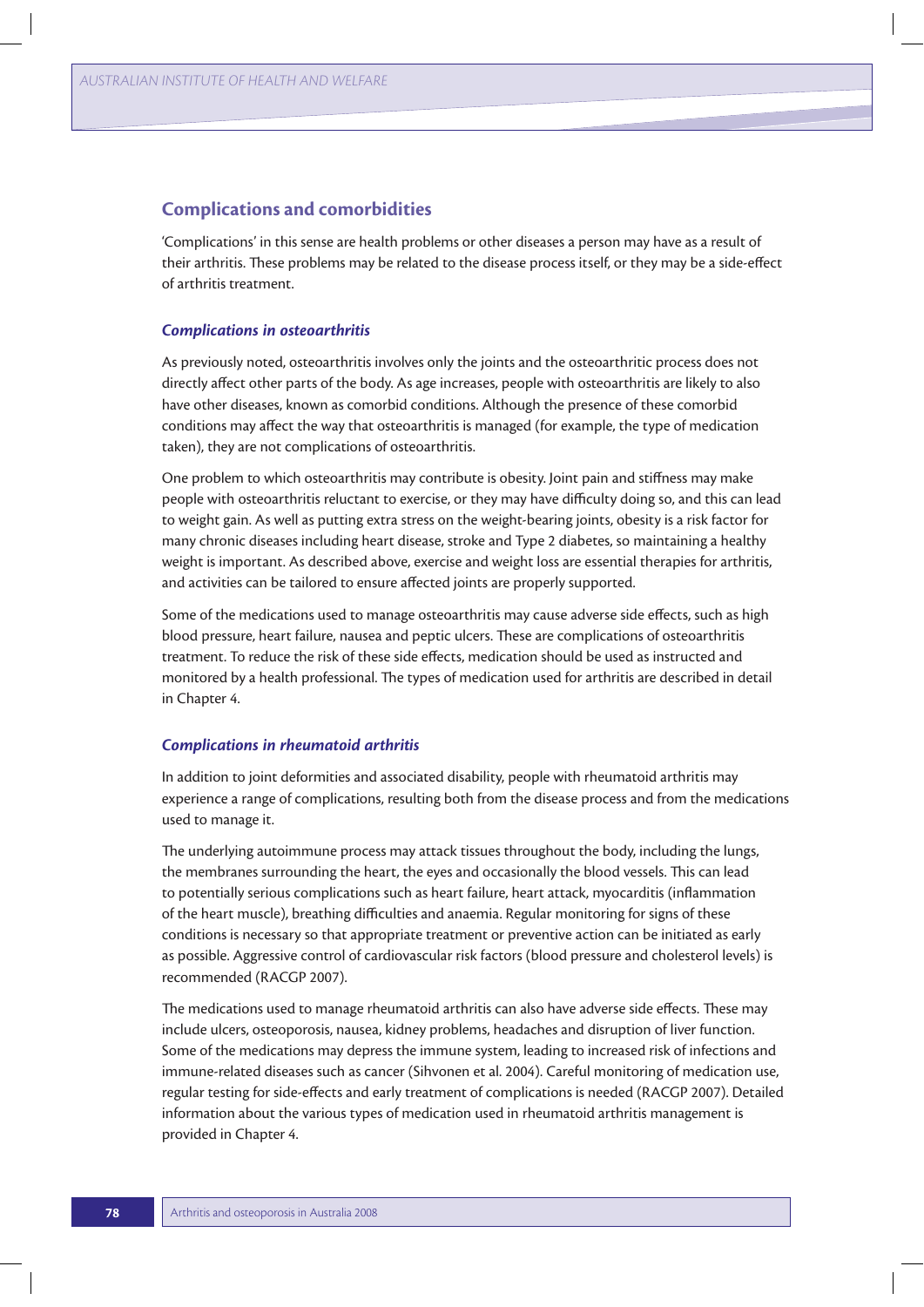## Complications and comorbidities

'Complications' in this sense are health problems or other diseases a person may have as a result of their arthritis. These problems may be related to the disease process itself, or they may be a side-effect of arthritis treatment.

### *Complications in osteoarthritis*

As previously noted, osteoarthritis involves only the joints and the osteoarthritic process does not directly affect other parts of the body. As age increases, people with osteoarthritis are likely to also have other diseases, known as comorbid conditions. Although the presence of these comorbid conditions may affect the way that osteoarthritis is managed (for example, the type of medication taken), they are not complications of osteoarthritis.

One problem to which osteoarthritis may contribute is obesity. Joint pain and stiffness may make people with osteoarthritis reluctant to exercise, or they may have difficulty doing so, and this can lead to weight gain. As well as putting extra stress on the weight-bearing joints, obesity is a risk factor for many chronic diseases including heart disease, stroke and Type 2 diabetes, so maintaining a healthy weight is important. As described above, exercise and weight loss are essential therapies for arthritis, and activities can be tailored to ensure affected joints are properly supported.

Some of the medications used to manage osteoarthritis may cause adverse side effects, such as high blood pressure, heart failure, nausea and peptic ulcers. These are complications of osteoarthritis treatment. To reduce the risk of these side effects, medication should be used as instructed and monitored by a health professional. The types of medication used for arthritis are described in detail in Chapter 4.

### *Complications in rheumatoid arthritis*

In addition to joint deformities and associated disability, people with rheumatoid arthritis may experience a range of complications, resulting both from the disease process and from the medications used to manage it.

The underlying autoimmune process may attack tissues throughout the body, including the lungs, the membranes surrounding the heart, the eyes and occasionally the blood vessels. This can lead to potentially serious complications such as heart failure, heart attack, myocarditis (inflammation of the heart muscle), breathing difficulties and anaemia. Regular monitoring for signs of these conditions is necessary so that appropriate treatment or preventive action can be initiated as early as possible. Aggressive control of cardiovascular risk factors (blood pressure and cholesterol levels) is recommended (RACGP 2007).

The medications used to manage rheumatoid arthritis can also have adverse side effects. These may include ulcers, osteoporosis, nausea, kidney problems, headaches and disruption of liver function. Some of the medications may depress the immune system, leading to increased risk of infections and immune-related diseases such as cancer (Sihvonen et al. 2004). Careful monitoring of medication use, regular testing for side-effects and early treatment of complications is needed (RACGP 2007). Detailed information about the various types of medication used in rheumatoid arthritis management is provided in Chapter 4.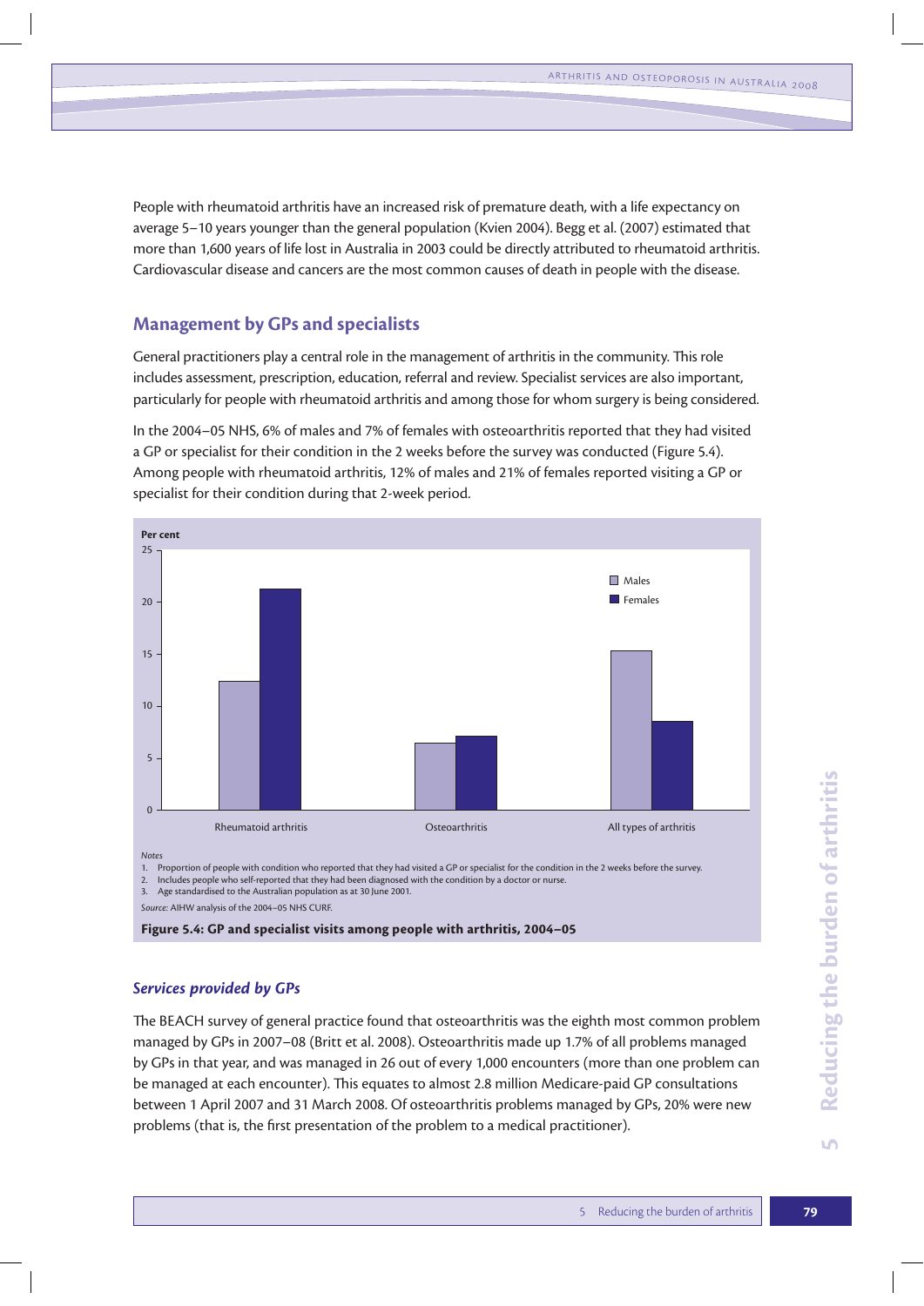People with rheumatoid arthritis have an increased risk of premature death, with a life expectancy on average 5–10 years younger than the general population (Kvien 2004). Begg et al. (2007) estimated that more than 1,600 years of life lost in Australia in 2003 could be directly attributed to rheumatoid arthritis. Cardiovascular disease and cancers are the most common causes of death in people with the disease.

## Management by GPs and specialists

General practitioners play a central role in the management of arthritis in the community. This role includes assessment, prescription, education, referral and review. Specialist services are also important, particularly for people with rheumatoid arthritis and among those for whom surgery is being considered.

In the 2004–05 NHS, 6% of males and 7% of females with osteoarthritis reported that they had visited a GP or specialist for their condition in the 2 weeks before the survey was conducted (Figure 5.4). Among people with rheumatoid arthritis, 12% of males and 21% of females reported visiting a GP or specialist for their condition during that 2-week period.

Per cent

| | Males | Females |
|---|---|---|
| Rheumatoid arthritis | 12.4 | 21.3 |
| Osteoarthritis | 6.5 | 7.2 |
| All types of arthritis | 15.3 | 8.6 |

*Notes*

1. Proportion of people with condition who reported that they had visited a GP or specialist for the condition in the 2 weeks before the survey.
2. Includes people who self-reported that they had been diagnosed with the condition by a doctor or nurse.
3. Age standardised to the Australian population as at 30 June 2001.

*Source:* AIHW analysis of the 2004–05 NHS CURF.

**Figure 5.4: GP and specialist visits among people with arthritis, 2004–05**

### *Services provided by GPs*

The BEACH survey of general practice found that osteoarthritis was the eighth most common problem managed by GPs in 2007–08 (Britt et al. 2008). Osteoarthritis made up 1.7% of all problems managed by GPs in that year, and was managed in 26 out of every 1,000 encounters (more than one problem can be managed at each encounter). This equates to almost 2.8 million Medicare-paid GP consultations between 1 April 2007 and 31 March 2008. Of osteoarthritis problems managed by GPs, 20% were new problems (that is, the first presentation of the problem to a medical practitioner).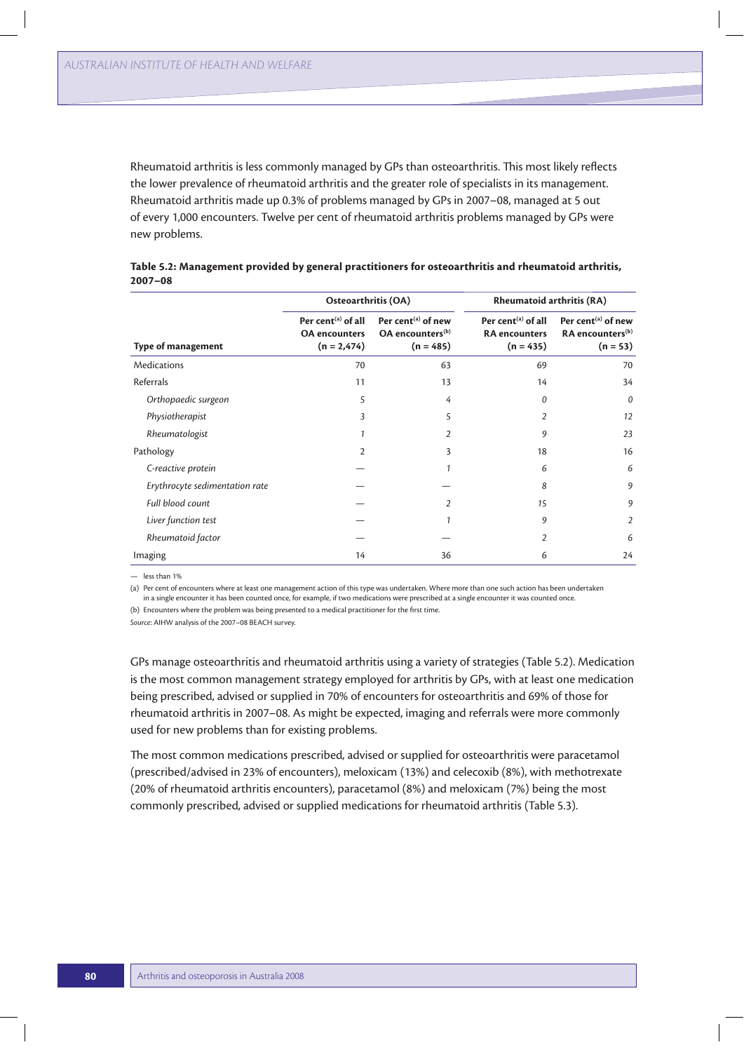Rheumatoid arthritis is less commonly managed by GPs than osteoarthritis. This most likely reflects the lower prevalence of rheumatoid arthritis and the greater role of specialists in its management. Rheumatoid arthritis made up 0.3% of problems managed by GPs in 2007–08, managed at 5 out of every 1,000 encounters. Twelve per cent of rheumatoid arthritis problems managed by GPs were new problems.

**Table 5.2: Management provided by general practitioners for osteoarthritis and rheumatoid arthritis, 2007–08**

| | Osteoarthritis (OA) | | Rheumatoid arthritis (RA) | |
|---|---|---|---|---|
| Type of management | Per cent[(a)] of all OA encounters (n = 2,474) | Per cent[(a)] of new OA encounters[(b)] (n = 485) | Per cent[(a)] of all RA encounters (n = 435) | Per cent[(a)] of new RA encounters[(b)] (n = 53) |
| Medications | 70 | 63 | 69 | 70 |
| Referrals | 11 | 13 | 14 | 34 |
| *Orthopaedic surgeon* | *5* | *4* | *0* | *0* |
| *Physiotherapist* | *3* | *5* | *2* | *12* |
| *Rheumatologist* | *1* | *2* | *9* | *23* |
| Pathology | 2 | 3 | 18 | 16 |
| *C-reactive protein* | — | *1* | *6* | *6* |
| *Erythrocyte sedimentation rate* | — | — | *8* | *9* |
| *Full blood count* | — | *2* | *15* | *9* |
| *Liver function test* | — | *1* | *9* | *2* |
| *Rheumatoid factor* | — | — | *2* | *6* |
| Imaging | 14 | 36 | 6 | 24 |

— less than 1%

(a) Per cent of encounters where at least one management action of this type was undertaken. Where more than one such action has been undertaken in a single encounter it has been counted once, for example, if two medications were prescribed at a single encounter it was counted once.

(b) Encounters where the problem was being presented to a medical practitioner for the first time.

*Source*: AIHW analysis of the 2007–08 BEACH survey.

GPs manage osteoarthritis and rheumatoid arthritis using a variety of strategies (Table 5.2). Medication is the most common management strategy employed for arthritis by GPs, with at least one medication being prescribed, advised or supplied in 70% of encounters for osteoarthritis and 69% of those for rheumatoid arthritis in 2007–08. As might be expected, imaging and referrals were more commonly used for new problems than for existing problems.

The most common medications prescribed, advised or supplied for osteoarthritis were paracetamol (prescribed/advised in 23% of encounters), meloxicam (13%) and celecoxib (8%), with methotrexate (20% of rheumatoid arthritis encounters), paracetamol (8%) and meloxicam (7%) being the most commonly prescribed, advised or supplied medications for rheumatoid arthritis (Table 5.3).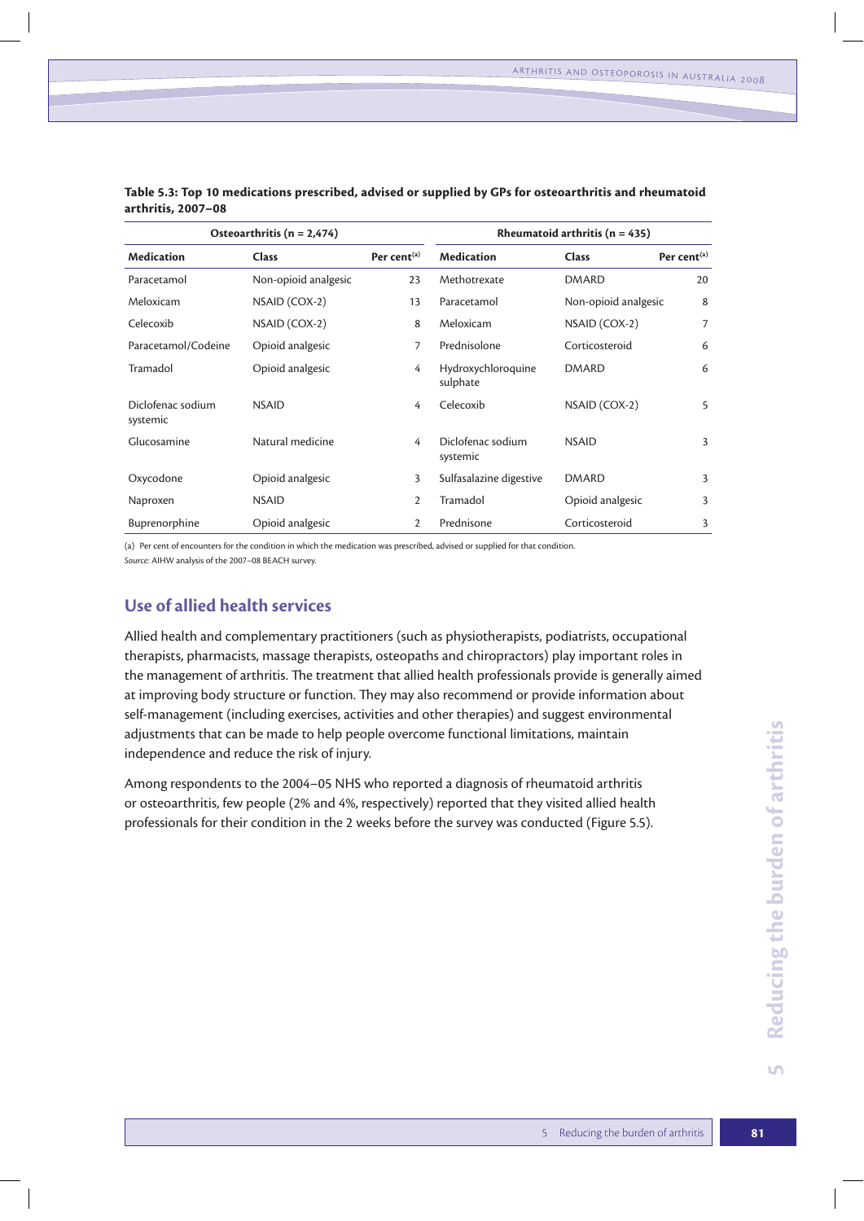**Table 5.3: Top 10 medications prescribed, advised or supplied by GPs for osteoarthritis and rheumatoid arthritis, 2007–08**

| Osteoarthritis (n = 2,474) | | | Rheumatoid arthritis (n = 435) | | |
|---|---|---|---|---|---|
| **Medication** | **Class** | **Per cent[(a)]** | **Medication** | **Class** | **Per cent[(a)]** |
| Paracetamol | Non-opioid analgesic | 23 | Methotrexate | DMARD | 20 |
| Meloxicam | NSAID (COX-2) | 13 | Paracetamol | Non-opioid analgesic | 8 |
| Celecoxib | NSAID (COX-2) | 8 | Meloxicam | NSAID (COX-2) | 7 |
| Paracetamol/Codeine | Opioid analgesic | 7 | Prednisolone | Corticosteroid | 6 |
| Tramadol | Opioid analgesic | 4 | Hydroxychloroquine sulphate | DMARD | 6 |
| Diclofenac sodium systemic | NSAID | 4 | Celecoxib | NSAID (COX-2) | 5 |
| Glucosamine | Natural medicine | 4 | Diclofenac sodium systemic | NSAID | 3 |
| Oxycodone | Opioid analgesic | 3 | Sulfasalazine digestive | DMARD | 3 |
| Naproxen | NSAID | 2 | Tramadol | Opioid analgesic | 3 |
| Buprenorphine | Opioid analgesic | 2 | Prednisone | Corticosteroid | 3 |

(a) Per cent of encounters for the condition in which the medication was prescribed, advised or supplied for that condition.

*Source:* AIHW analysis of the 2007–08 BEACH survey.

## Use of allied health services

Allied health and complementary practitioners (such as physiotherapists, podiatrists, occupational therapists, pharmacists, massage therapists, osteopaths and chiropractors) play important roles in the management of arthritis. The treatment that allied health professionals provide is generally aimed at improving body structure or function. They may also recommend or provide information about self-management (including exercises, activities and other therapies) and suggest environmental adjustments that can be made to help people overcome functional limitations, maintain independence and reduce the risk of injury.

Among respondents to the 2004–05 NHS who reported a diagnosis of rheumatoid arthritis or osteoarthritis, few people (2% and 4%, respectively) reported that they visited allied health professionals for their condition in the 2 weeks before the survey was conducted (Figure 5.5).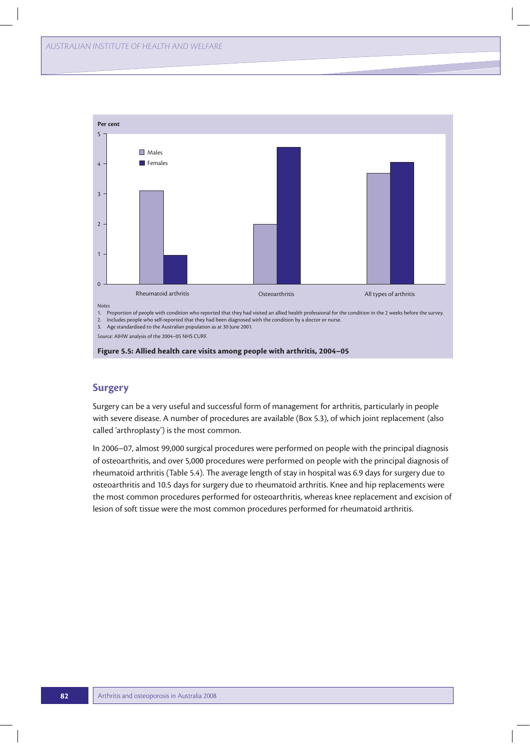Per cent

| | Males | Females |
|---|---|---|
| Rheumatoid arthritis | 3.1 | 0.95 |
| Osteoarthritis | 2.0 | 4.55 |
| All types of arthritis | 3.7 | 4.05 |

*Notes*

1. Proportion of people with condition who reported that they had visited an allied health professional for the condition in the 2 weeks before the survey.
2. Includes people who self-reported that they had been diagnosed with the condition by a doctor or nurse.
3. Age standardised to the Australian population as at 30 June 2001.

*Source:* AIHW analysis of the 2004–05 NHS CURF.

**Figure 5.5: Allied health care visits among people with arthritis, 2004–05**

## Surgery

Surgery can be a very useful and successful form of management for arthritis, particularly in people with severe disease. A number of procedures are available (Box 5.3), of which joint replacement (also called 'arthroplasty') is the most common.

In 2006–07, almost 99,000 surgical procedures were performed on people with the principal diagnosis of osteoarthritis, and over 5,000 procedures were performed on people with the principal diagnosis of rheumatoid arthritis (Table 5.4). The average length of stay in hospital was 6.9 days for surgery due to osteoarthritis and 10.5 days for surgery due to rheumatoid arthritis. Knee and hip replacements were the most common procedures performed for osteoarthritis, whereas knee replacement and excision of lesion of soft tissue were the most common procedures performed for rheumatoid arthritis.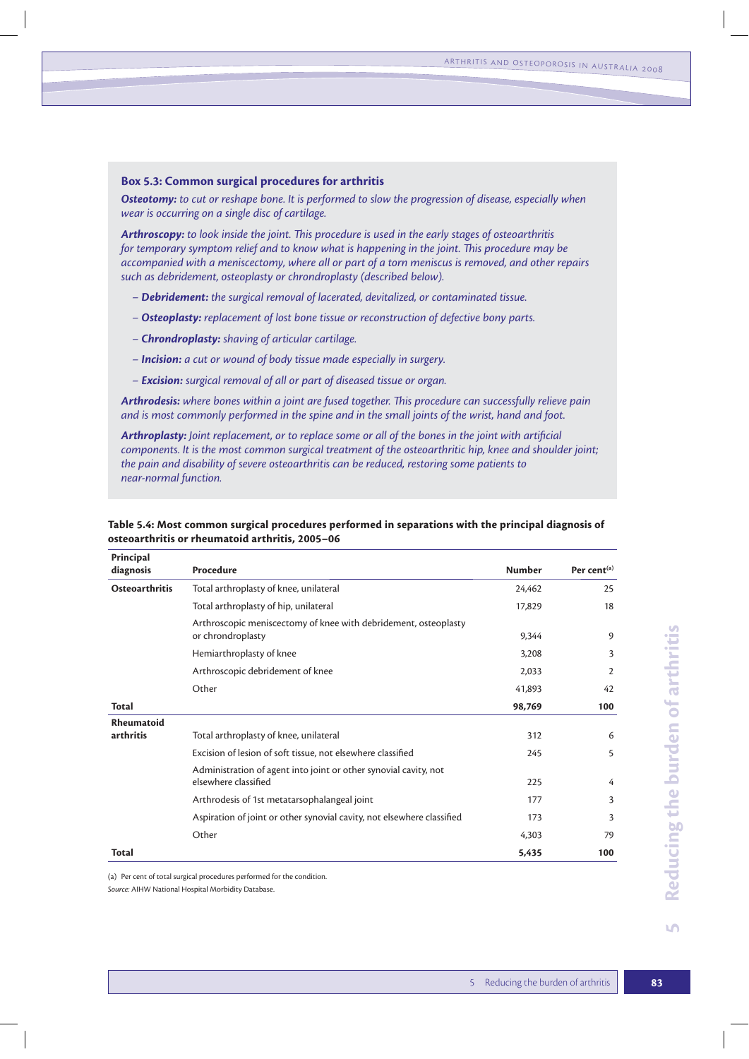### Box 5.3: Common surgical procedures for arthritis

***Osteotomy:*** *to cut or reshape bone. It is performed to slow the progression of disease, especially when wear is occurring on a single disc of cartilage.*

***Arthroscopy:*** *to look inside the joint. This procedure is used in the early stages of osteoarthritis for temporary symptom relief and to know what is happening in the joint. This procedure may be accompanied with a meniscectomy, where all or part of a torn meniscus is removed, and other repairs such as debridement, osteoplasty or chrondroplasty (described below).*

- ***Debridement:*** *the surgical removal of lacerated, devitalized, or contaminated tissue.*
- ***Osteoplasty:*** *replacement of lost bone tissue or reconstruction of defective bony parts.*
- ***Chrondroplasty:*** *shaving of articular cartilage.*
- ***Incision:*** *a cut or wound of body tissue made especially in surgery.*
- ***Excision:*** *surgical removal of all or part of diseased tissue or organ.*

***Arthrodesis:*** *where bones within a joint are fused together. This procedure can successfully relieve pain and is most commonly performed in the spine and in the small joints of the wrist, hand and foot.*

***Arthroplasty:*** *Joint replacement, or to replace some or all of the bones in the joint with artificial components. It is the most common surgical treatment of the osteoarthritic hip, knee and shoulder joint; the pain and disability of severe osteoarthritis can be reduced, restoring some patients to near-normal function.*

**Table 5.4: Most common surgical procedures performed in separations with the principal diagnosis of osteoarthritis or rheumatoid arthritis, 2005–06**

| Principal diagnosis | Procedure | Number | Per cent[(a)] |
|---|---|---|---|
| **Osteoarthritis** | Total arthroplasty of knee, unilateral | 24,462 | 25 |
| | Total arthroplasty of hip, unilateral | 17,829 | 18 |
| | Arthroscopic meniscectomy of knee with debridement, osteoplasty or chrondroplasty | 9,344 | 9 |
| | Hemiarthroplasty of knee | 3,208 | 3 |
| | Arthroscopic debridement of knee | 2,033 | 2 |
| | Other | 41,893 | 42 |
| **Total** | | **98,769** | **100** |
| **Rheumatoid arthritis** | Total arthroplasty of knee, unilateral | 312 | 6 |
| | Excision of lesion of soft tissue, not elsewhere classified | 245 | 5 |
| | Administration of agent into joint or other synovial cavity, not elsewhere classified | 225 | 4 |
| | Arthrodesis of 1st metatarsophalangeal joint | 177 | 3 |
| | Aspiration of joint or other synovial cavity, not elsewhere classified | 173 | 3 |
| | Other | 4,303 | 79 |
| **Total** | | **5,435** | **100** |

(a) Per cent of total surgical procedures performed for the condition.

*Source:* AIHW National Hospital Morbidity Database.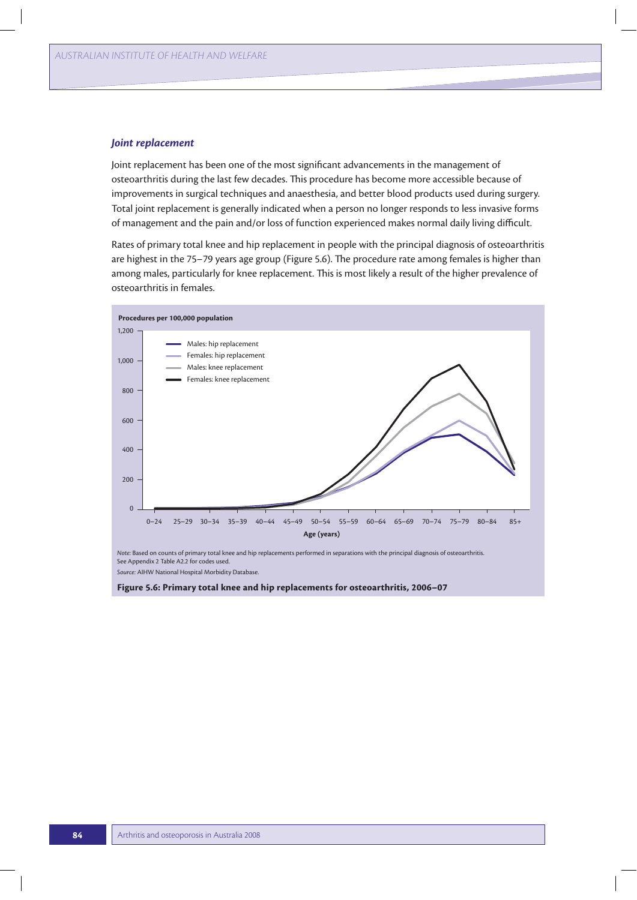### *Joint replacement*

Joint replacement has been one of the most significant advancements in the management of osteoarthritis during the last few decades. This procedure has become more accessible because of improvements in surgical techniques and anaesthesia, and better blood products used during surgery. Total joint replacement is generally indicated when a person no longer responds to less invasive forms of management and the pain and/or loss of function experienced makes normal daily living difficult.

Rates of primary total knee and hip replacement in people with the principal diagnosis of osteoarthritis are highest in the 75–79 years age group (Figure 5.6). The procedure rate among females is higher than among males, particularly for knee replacement. This is most likely a result of the higher prevalence of osteoarthritis in females.

*Note:* Based on counts of primary total knee and hip replacements performed in separations with the principal diagnosis of osteoarthritis. See Appendix 2 Table A2.2 for codes used.

*Source:* AIHW National Hospital Morbidity Database.

**Figure 5.6: Primary total knee and hip replacements for osteoarthritis, 2006–07**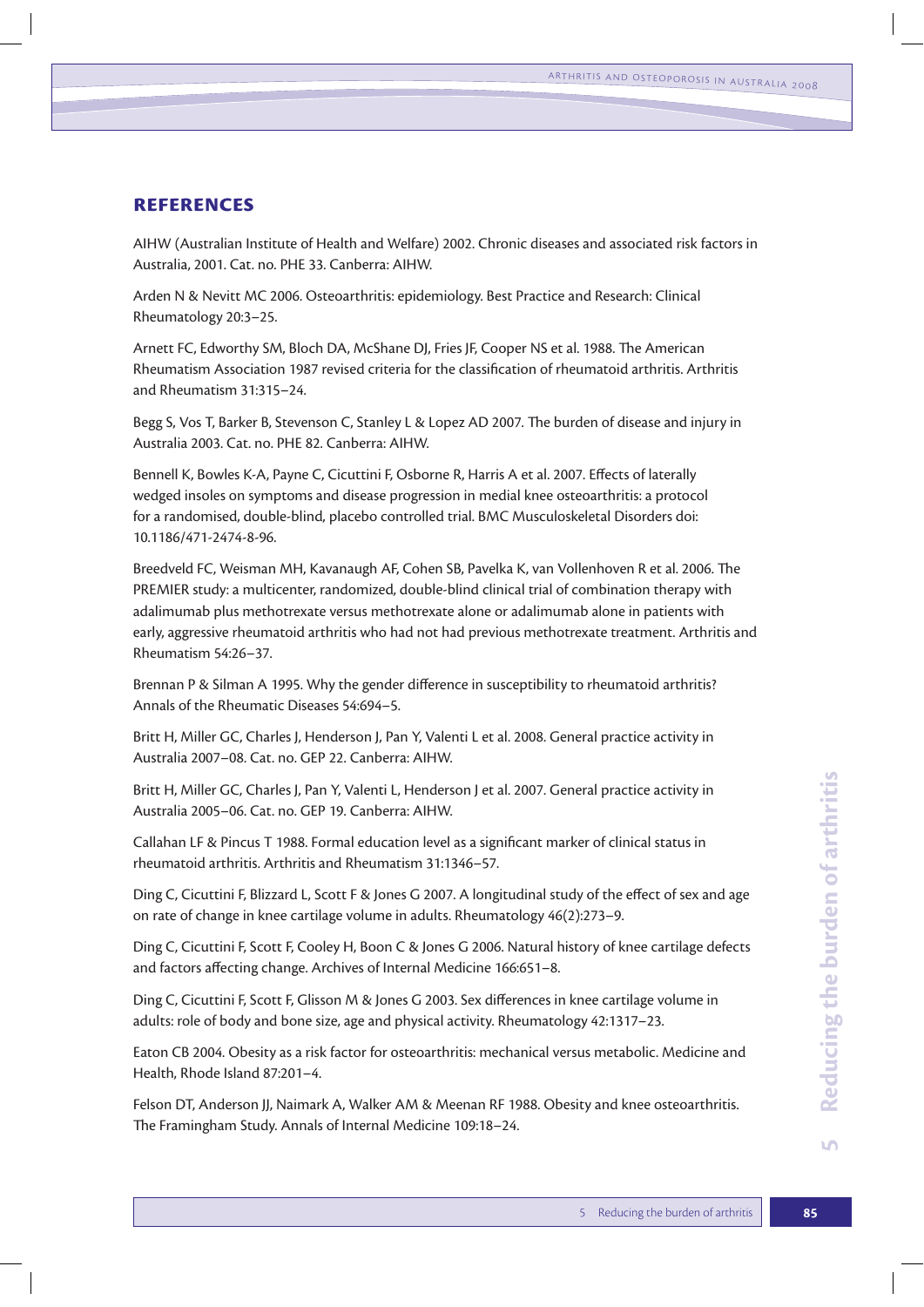## REFERENCES

AIHW (Australian Institute of Health and Welfare) 2002. Chronic diseases and associated risk factors in Australia, 2001. Cat. no. PHE 33. Canberra: AIHW.

Arden N & Nevitt MC 2006. Osteoarthritis: epidemiology. Best Practice and Research: Clinical Rheumatology 20:3–25.

Arnett FC, Edworthy SM, Bloch DA, McShane DJ, Fries JF, Cooper NS et al. 1988. The American Rheumatism Association 1987 revised criteria for the classification of rheumatoid arthritis. Arthritis and Rheumatism 31:315–24.

Begg S, Vos T, Barker B, Stevenson C, Stanley L & Lopez AD 2007. The burden of disease and injury in Australia 2003. Cat. no. PHE 82. Canberra: AIHW.

Bennell K, Bowles K-A, Payne C, Cicuttini F, Osborne R, Harris A et al. 2007. Effects of laterally wedged insoles on symptoms and disease progression in medial knee osteoarthritis: a protocol for a randomised, double-blind, placebo controlled trial. BMC Musculoskeletal Disorders doi: 10.1186/471-2474-8-96.

Breedveld FC, Weisman MH, Kavanaugh AF, Cohen SB, Pavelka K, van Vollenhoven R et al. 2006. The PREMIER study: a multicenter, randomized, double-blind clinical trial of combination therapy with adalimumab plus methotrexate versus methotrexate alone or adalimumab alone in patients with early, aggressive rheumatoid arthritis who had not had previous methotrexate treatment. Arthritis and Rheumatism 54:26–37.

Brennan P & Silman A 1995. Why the gender difference in susceptibility to rheumatoid arthritis? Annals of the Rheumatic Diseases 54:694–5.

Britt H, Miller GC, Charles J, Henderson J, Pan Y, Valenti L et al. 2008. General practice activity in Australia 2007–08. Cat. no. GEP 22. Canberra: AIHW.

Britt H, Miller GC, Charles J, Pan Y, Valenti L, Henderson J et al. 2007. General practice activity in Australia 2005–06. Cat. no. GEP 19. Canberra: AIHW.

Callahan LF & Pincus T 1988. Formal education level as a significant marker of clinical status in rheumatoid arthritis. Arthritis and Rheumatism 31:1346–57.

Ding C, Cicuttini F, Blizzard L, Scott F & Jones G 2007. A longitudinal study of the effect of sex and age on rate of change in knee cartilage volume in adults. Rheumatology 46(2):273–9.

Ding C, Cicuttini F, Scott F, Cooley H, Boon C & Jones G 2006. Natural history of knee cartilage defects and factors affecting change. Archives of Internal Medicine 166:651–8.

Ding C, Cicuttini F, Scott F, Glisson M & Jones G 2003. Sex differences in knee cartilage volume in adults: role of body and bone size, age and physical activity. Rheumatology 42:1317–23.

Eaton CB 2004. Obesity as a risk factor for osteoarthritis: mechanical versus metabolic. Medicine and Health, Rhode Island 87:201–4.

Felson DT, Anderson JJ, Naimark A, Walker AM & Meenan RF 1988. Obesity and knee osteoarthritis. The Framingham Study. Annals of Internal Medicine 109:18–24.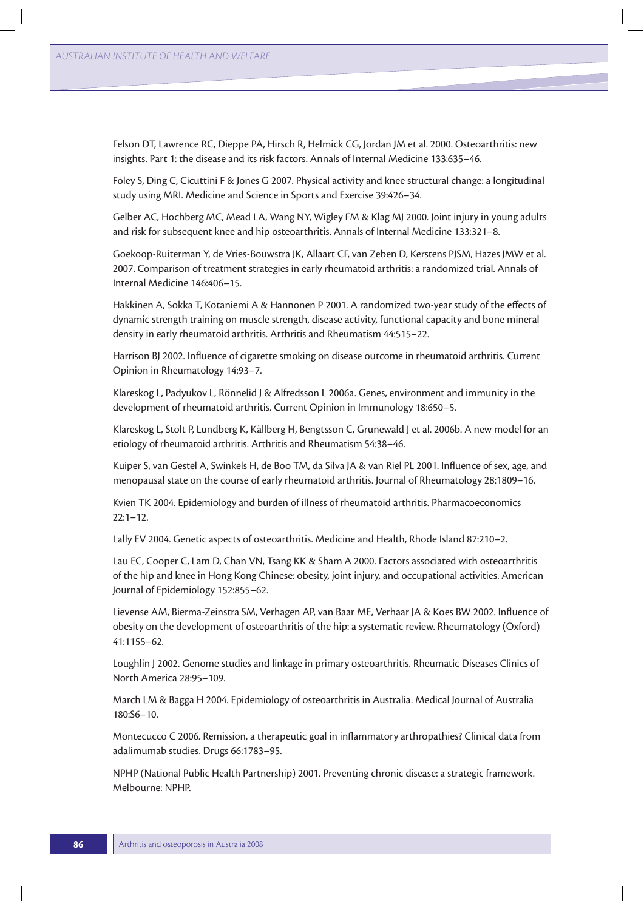Felson DT, Lawrence RC, Dieppe PA, Hirsch R, Helmick CG, Jordan JM et al. 2000. Osteoarthritis: new insights. Part 1: the disease and its risk factors. Annals of Internal Medicine 133:635–46.

Foley S, Ding C, Cicuttini F & Jones G 2007. Physical activity and knee structural change: a longitudinal study using MRI. Medicine and Science in Sports and Exercise 39:426–34.

Gelber AC, Hochberg MC, Mead LA, Wang NY, Wigley FM & Klag MJ 2000. Joint injury in young adults and risk for subsequent knee and hip osteoarthritis. Annals of Internal Medicine 133:321–8.

Goekoop-Ruiterman Y, de Vries-Bouwstra JK, Allaart CF, van Zeben D, Kerstens PJSM, Hazes JMW et al. 2007. Comparison of treatment strategies in early rheumatoid arthritis: a randomized trial. Annals of Internal Medicine 146:406–15.

Hakkinen A, Sokka T, Kotaniemi A & Hannonen P 2001. A randomized two-year study of the effects of dynamic strength training on muscle strength, disease activity, functional capacity and bone mineral density in early rheumatoid arthritis. Arthritis and Rheumatism 44:515–22.

Harrison BJ 2002. Influence of cigarette smoking on disease outcome in rheumatoid arthritis. Current Opinion in Rheumatology 14:93–7.

Klareskog L, Padyukov L, Rönnelid J & Alfredsson L 2006a. Genes, environment and immunity in the development of rheumatoid arthritis. Current Opinion in Immunology 18:650–5.

Klareskog L, Stolt P, Lundberg K, Källberg H, Bengtsson C, Grunewald J et al. 2006b. A new model for an etiology of rheumatoid arthritis. Arthritis and Rheumatism 54:38–46.

Kuiper S, van Gestel A, Swinkels H, de Boo TM, da Silva JA & van Riel PL 2001. Influence of sex, age, and menopausal state on the course of early rheumatoid arthritis. Journal of Rheumatology 28:1809–16.

Kvien TK 2004. Epidemiology and burden of illness of rheumatoid arthritis. Pharmacoeconomics 22:1–12.

Lally EV 2004. Genetic aspects of osteoarthritis. Medicine and Health, Rhode Island 87:210–2.

Lau EC, Cooper C, Lam D, Chan VN, Tsang KK & Sham A 2000. Factors associated with osteoarthritis of the hip and knee in Hong Kong Chinese: obesity, joint injury, and occupational activities. American Journal of Epidemiology 152:855–62.

Lievense AM, Bierma-Zeinstra SM, Verhagen AP, van Baar ME, Verhaar JA & Koes BW 2002. Influence of obesity on the development of osteoarthritis of the hip: a systematic review. Rheumatology (Oxford) 41:1155–62.

Loughlin J 2002. Genome studies and linkage in primary osteoarthritis. Rheumatic Diseases Clinics of North America 28:95–109.

March LM & Bagga H 2004. Epidemiology of osteoarthritis in Australia. Medical Journal of Australia 180:S6–10.

Montecucco C 2006. Remission, a therapeutic goal in inflammatory arthropathies? Clinical data from adalimumab studies. Drugs 66:1783–95.

NPHP (National Public Health Partnership) 2001. Preventing chronic disease: a strategic framework. Melbourne: NPHP.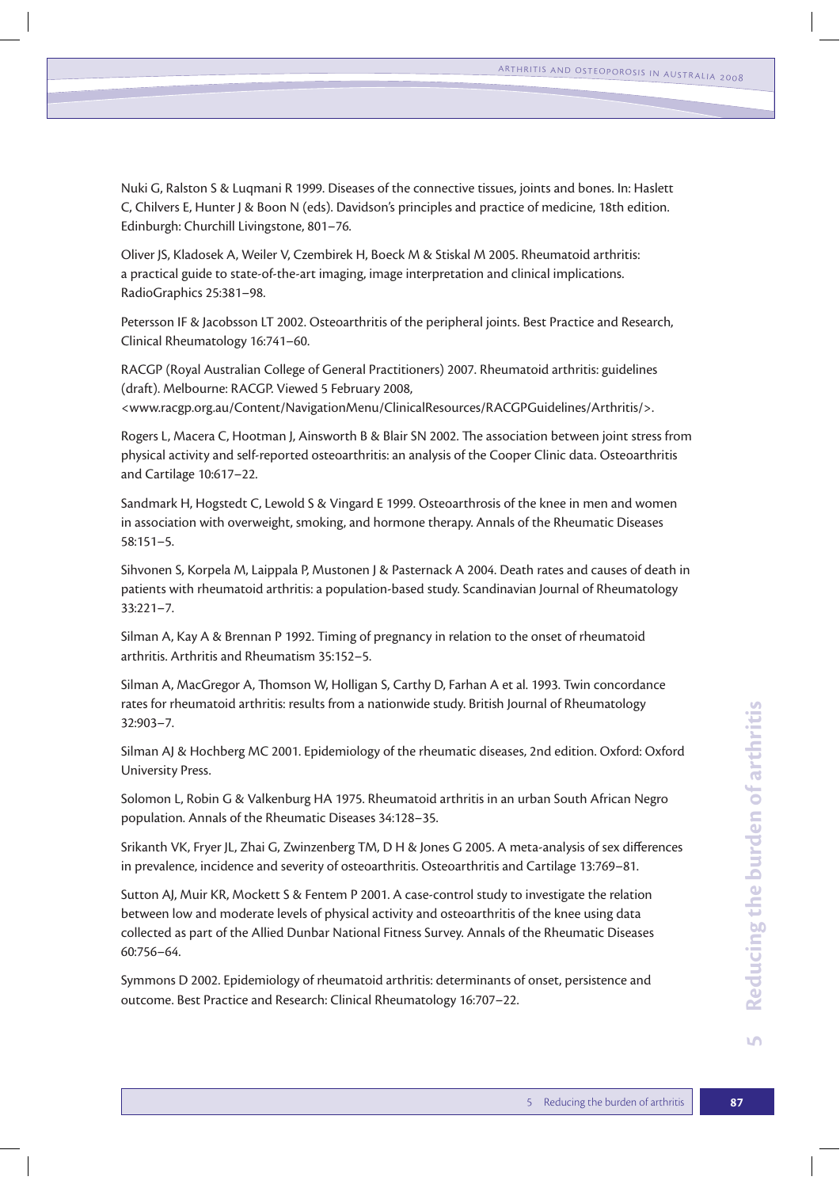Nuki G, Ralston S & Luqmani R 1999. Diseases of the connective tissues, joints and bones. In: Haslett C, Chilvers E, Hunter J & Boon N (eds). Davidson's principles and practice of medicine, 18th edition. Edinburgh: Churchill Livingstone, 801–76.

Oliver JS, Kladosek A, Weiler V, Czembirek H, Boeck M & Stiskal M 2005. Rheumatoid arthritis: a practical guide to state-of-the-art imaging, image interpretation and clinical implications. RadioGraphics 25:381–98.

Petersson IF & Jacobsson LT 2002. Osteoarthritis of the peripheral joints. Best Practice and Research, Clinical Rheumatology 16:741–60.

RACGP (Royal Australian College of General Practitioners) 2007. Rheumatoid arthritis: guidelines (draft). Melbourne: RACGP. Viewed 5 February 2008, <www.racgp.org.au/Content/NavigationMenu/ClinicalResources/RACGPGuidelines/Arthritis/>.

Rogers L, Macera C, Hootman J, Ainsworth B & Blair SN 2002. The association between joint stress from physical activity and self-reported osteoarthritis: an analysis of the Cooper Clinic data. Osteoarthritis and Cartilage 10:617–22.

Sandmark H, Hogstedt C, Lewold S & Vingard E 1999. Osteoarthrosis of the knee in men and women in association with overweight, smoking, and hormone therapy. Annals of the Rheumatic Diseases 58:151–5.

Sihvonen S, Korpela M, Laippala P, Mustonen J & Pasternack A 2004. Death rates and causes of death in patients with rheumatoid arthritis: a population-based study. Scandinavian Journal of Rheumatology 33:221–7.

Silman A, Kay A & Brennan P 1992. Timing of pregnancy in relation to the onset of rheumatoid arthritis. Arthritis and Rheumatism 35:152–5.

Silman A, MacGregor A, Thomson W, Holligan S, Carthy D, Farhan A et al. 1993. Twin concordance rates for rheumatoid arthritis: results from a nationwide study. British Journal of Rheumatology 32:903–7.

Silman AJ & Hochberg MC 2001. Epidemiology of the rheumatic diseases, 2nd edition. Oxford: Oxford University Press.

Solomon L, Robin G & Valkenburg HA 1975. Rheumatoid arthritis in an urban South African Negro population. Annals of the Rheumatic Diseases 34:128–35.

Srikanth VK, Fryer JL, Zhai G, Zwinzenberg TM, D H & Jones G 2005. A meta-analysis of sex differences in prevalence, incidence and severity of osteoarthritis. Osteoarthritis and Cartilage 13:769–81.

Sutton AJ, Muir KR, Mockett S & Fentem P 2001. A case-control study to investigate the relation between low and moderate levels of physical activity and osteoarthritis of the knee using data collected as part of the Allied Dunbar National Fitness Survey. Annals of the Rheumatic Diseases 60:756–64.

Symmons D 2002. Epidemiology of rheumatoid arthritis: determinants of onset, persistence and outcome. Best Practice and Research: Clinical Rheumatology 16:707–22.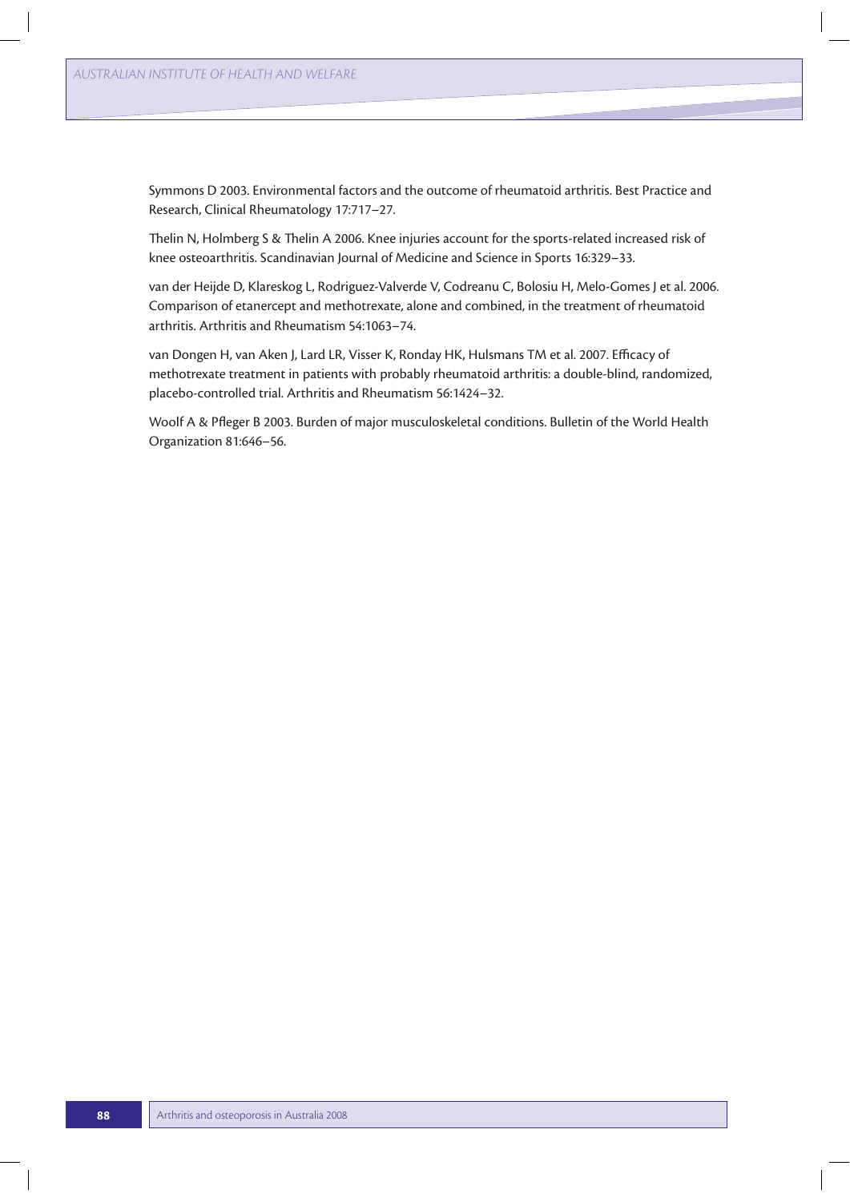Symmons D 2003. Environmental factors and the outcome of rheumatoid arthritis. Best Practice and Research, Clinical Rheumatology 17:717–27.

Thelin N, Holmberg S & Thelin A 2006. Knee injuries account for the sports-related increased risk of knee osteoarthritis. Scandinavian Journal of Medicine and Science in Sports 16:329–33.

van der Heijde D, Klareskog L, Rodriguez-Valverde V, Codreanu C, Bolosiu H, Melo-Gomes J et al. 2006. Comparison of etanercept and methotrexate, alone and combined, in the treatment of rheumatoid arthritis. Arthritis and Rheumatism 54:1063–74.

van Dongen H, van Aken J, Lard LR, Visser K, Ronday HK, Hulsmans TM et al. 2007. Efficacy of methotrexate treatment in patients with probably rheumatoid arthritis: a double-blind, randomized, placebo-controlled trial. Arthritis and Rheumatism 56:1424–32.

Woolf A & Pfleger B 2003. Burden of major musculoskeletal conditions. Bulletin of the World Health Organization 81:646–56.